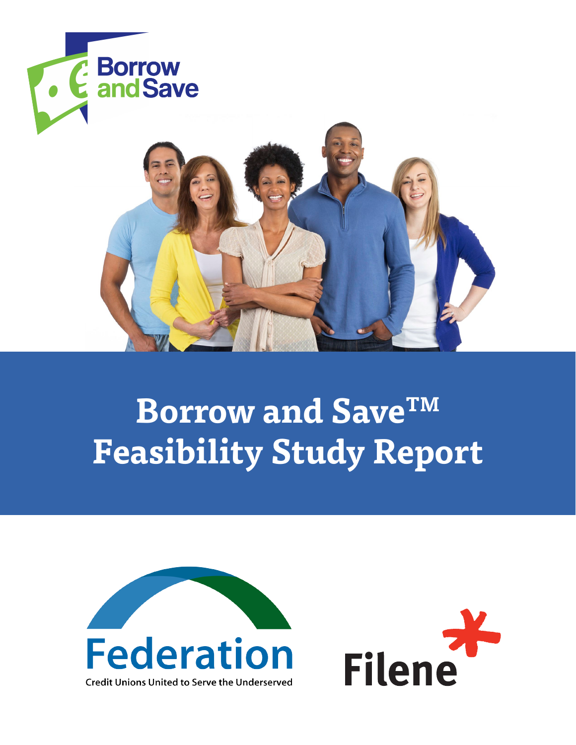Borrow and Save

# Borrow and Save™ Feasibility Study Report

Federation

Credit Unions United to Serve the Underserved

Filene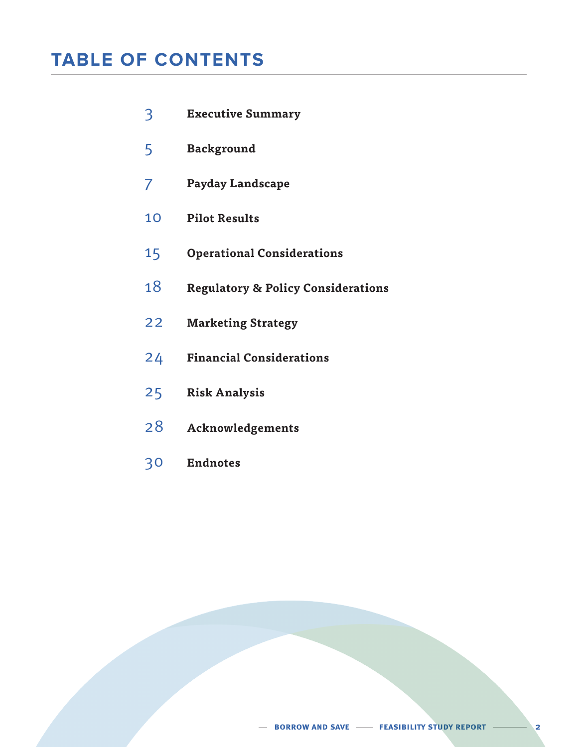# TABLE OF CONTENTS

3 **Executive Summary**

5 **Background**

7 **Payday Landscape**

10 **Pilot Results**

15 **Operational Considerations**

18 **Regulatory & Policy Considerations**

22 **Marketing Strategy**

24 **Financial Considerations**

25 **Risk Analysis**

28 **Acknowledgements**

30 **Endnotes**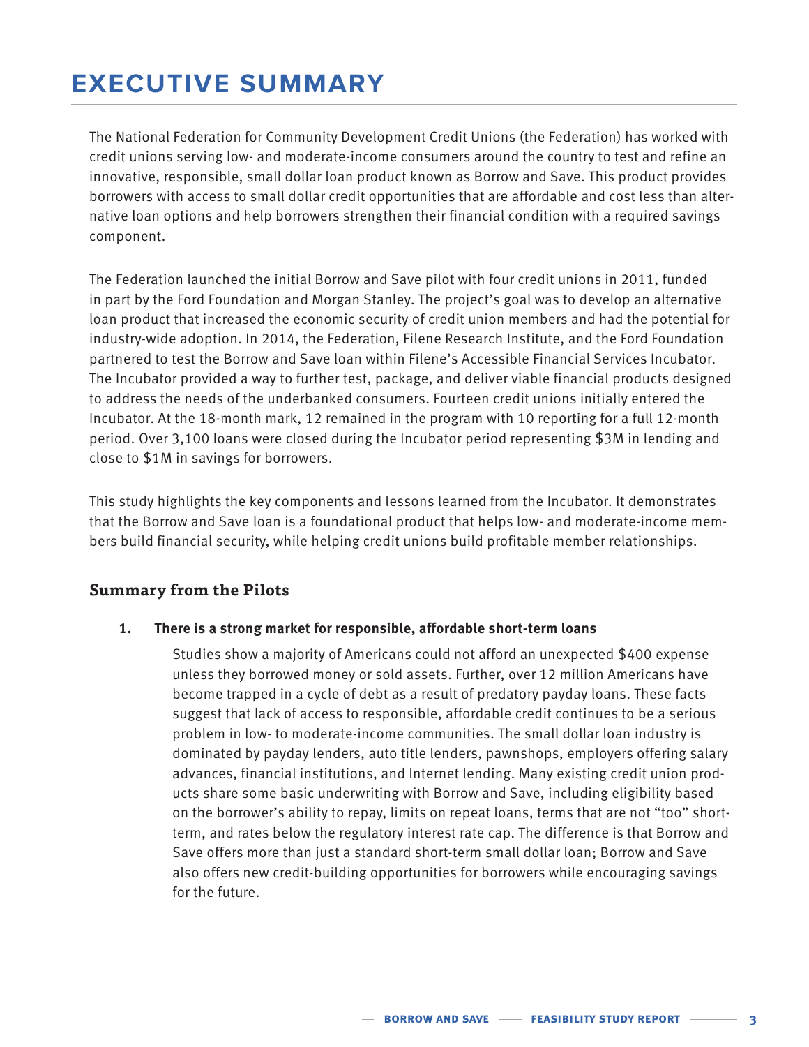# EXECUTIVE SUMMARY

The National Federation for Community Development Credit Unions (the Federation) has worked with credit unions serving low- and moderate-income consumers around the country to test and refine an innovative, responsible, small dollar loan product known as Borrow and Save. This product provides borrowers with access to small dollar credit opportunities that are affordable and cost less than alternative loan options and help borrowers strengthen their financial condition with a required savings component.

The Federation launched the initial Borrow and Save pilot with four credit unions in 2011, funded in part by the Ford Foundation and Morgan Stanley. The project's goal was to develop an alternative loan product that increased the economic security of credit union members and had the potential for industry-wide adoption. In 2014, the Federation, Filene Research Institute, and the Ford Foundation partnered to test the Borrow and Save loan within Filene's Accessible Financial Services Incubator. The Incubator provided a way to further test, package, and deliver viable financial products designed to address the needs of the underbanked consumers. Fourteen credit unions initially entered the Incubator. At the 18-month mark, 12 remained in the program with 10 reporting for a full 12-month period. Over 3,100 loans were closed during the Incubator period representing $3M in lending and close to $1M in savings for borrowers.

This study highlights the key components and lessons learned from the Incubator. It demonstrates that the Borrow and Save loan is a foundational product that helps low- and moderate-income members build financial security, while helping credit unions build profitable member relationships.

## Summary from the Pilots

1. **There is a strong market for responsible, affordable short-term loans**

   Studies show a majority of Americans could not afford an unexpected $400 expense unless they borrowed money or sold assets. Further, over 12 million Americans have become trapped in a cycle of debt as a result of predatory payday loans. These facts suggest that lack of access to responsible, affordable credit continues to be a serious problem in low- to moderate-income communities. The small dollar loan industry is dominated by payday lenders, auto title lenders, pawnshops, employers offering salary advances, financial institutions, and Internet lending. Many existing credit union products share some basic underwriting with Borrow and Save, including eligibility based on the borrower's ability to repay, limits on repeat loans, terms that are not "too" short-term, and rates below the regulatory interest rate cap. The difference is that Borrow and Save offers more than just a standard short-term small dollar loan; Borrow and Save also offers new credit-building opportunities for borrowers while encouraging savings for the future.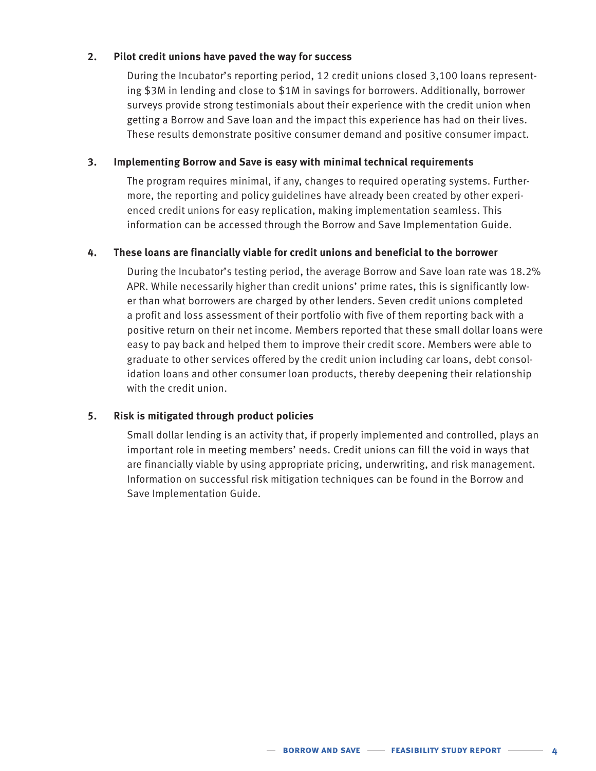**2. Pilot credit unions have paved the way for success**

During the Incubator's reporting period, 12 credit unions closed 3,100 loans representing $3M in lending and close to $1M in savings for borrowers. Additionally, borrower surveys provide strong testimonials about their experience with the credit union when getting a Borrow and Save loan and the impact this experience has had on their lives. These results demonstrate positive consumer demand and positive consumer impact.

**3. Implementing Borrow and Save is easy with minimal technical requirements**

The program requires minimal, if any, changes to required operating systems. Furthermore, the reporting and policy guidelines have already been created by other experienced credit unions for easy replication, making implementation seamless. This information can be accessed through the Borrow and Save Implementation Guide.

**4. These loans are financially viable for credit unions and beneficial to the borrower**

During the Incubator's testing period, the average Borrow and Save loan rate was 18.2% APR. While necessarily higher than credit unions' prime rates, this is significantly lower than what borrowers are charged by other lenders. Seven credit unions completed a profit and loss assessment of their portfolio with five of them reporting back with a positive return on their net income. Members reported that these small dollar loans were easy to pay back and helped them to improve their credit score. Members were able to graduate to other services offered by the credit union including car loans, debt consolidation loans and other consumer loan products, thereby deepening their relationship with the credit union.

**5. Risk is mitigated through product policies**

Small dollar lending is an activity that, if properly implemented and controlled, plays an important role in meeting members' needs. Credit unions can fill the void in ways that are financially viable by using appropriate pricing, underwriting, and risk management. Information on successful risk mitigation techniques can be found in the Borrow and Save Implementation Guide.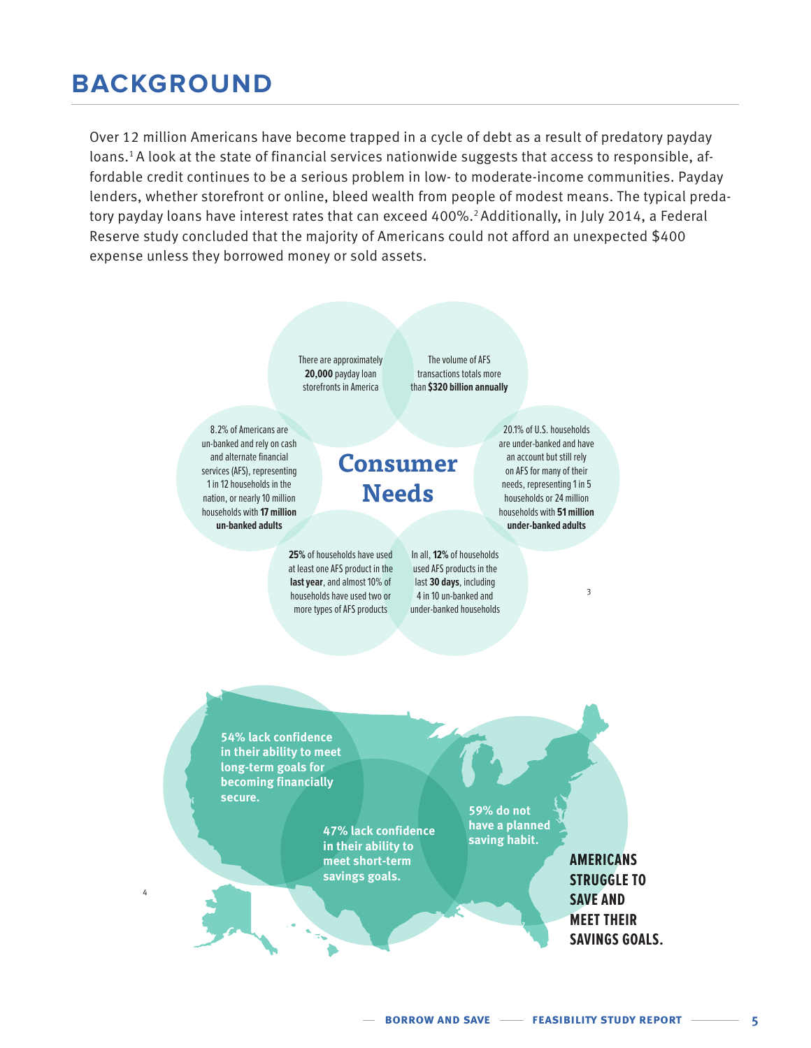# BACKGROUND

Over 12 million Americans have become trapped in a cycle of debt as a result of predatory payday loans.[1] A look at the state of financial services nationwide suggests that access to responsible, affordable credit continues to be a serious problem in low- to moderate-income communities. Payday lenders, whether storefront or online, bleed wealth from people of modest means. The typical predatory payday loans have interest rates that can exceed 400%.[2] Additionally, in July 2014, a Federal Reserve study concluded that the majority of Americans could not afford an unexpected $400 expense unless they borrowed money or sold assets.

## Consumer Needs

- There are approximately **20,000** payday loan storefronts in America
- The volume of AFS transactions totals more than **$320 billion annually**
- 8.2% of Americans are un-banked and rely on cash and alternate financial services (AFS), representing 1 in 12 households in the nation, or nearly 10 million households with **17 million un-banked adults**
- 20.1% of U.S. households are under-banked and have an account but still rely on AFS for many of their needs, representing 1 in 5 households or 24 million households with **51 million under-banked adults**
- **25%** of households have used at least one AFS product in the **last year**, and almost 10% of households have used two or more types of AFS products
- In all, **12%** of households used AFS products in the last **30 days**, including 4 in 10 un-banked and under-banked households

[3]

## AMERICANS STRUGGLE TO SAVE AND MEET THEIR SAVINGS GOALS.

- **54% lack confidence in their ability to meet long-term goals for becoming financially secure.**
- **47% lack confidence in their ability to meet short-term savings goals.**
- **59% do not have a planned saving habit.**

[4]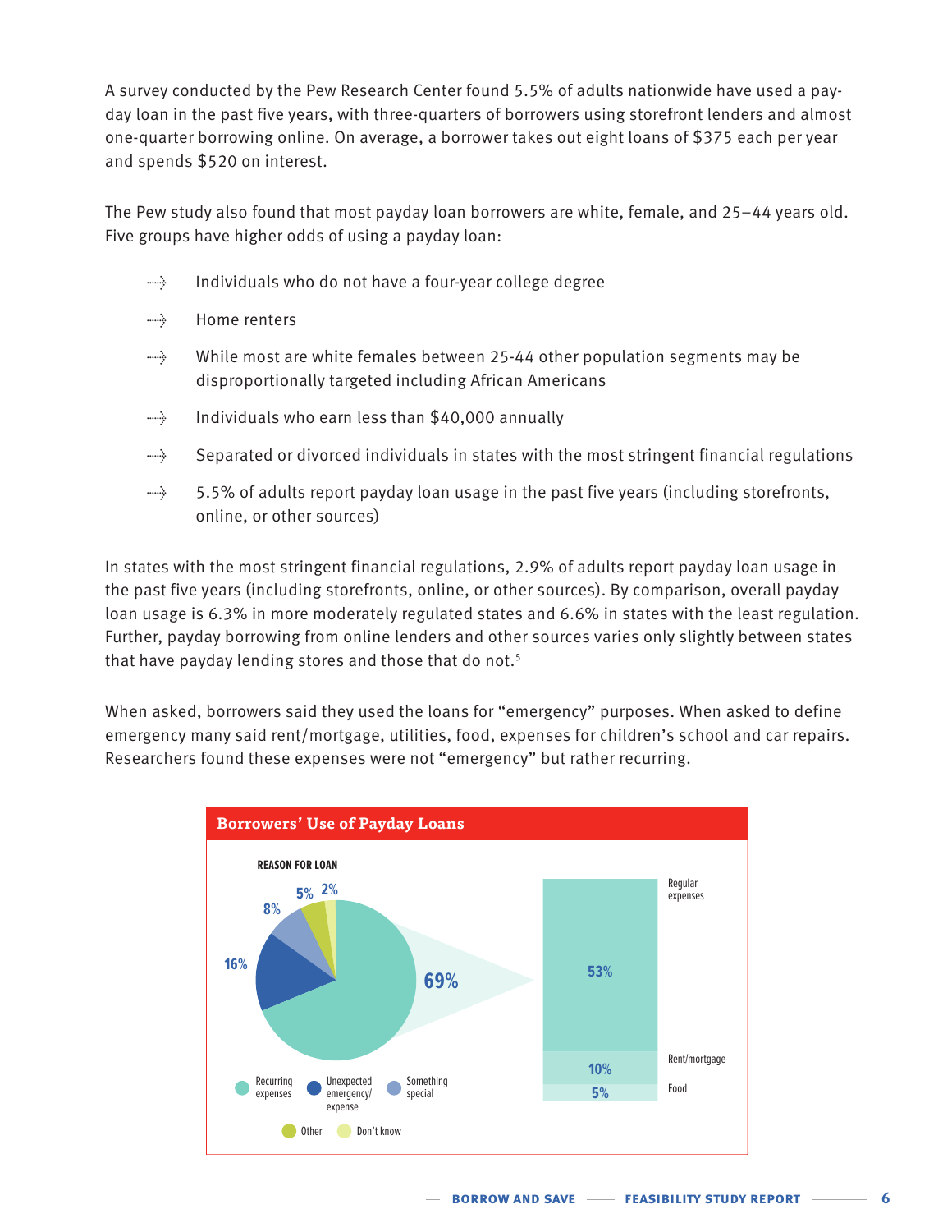A survey conducted by the Pew Research Center found 5.5% of adults nationwide have used a payday loan in the past five years, with three-quarters of borrowers using storefront lenders and almost one-quarter borrowing online. On average, a borrower takes out eight loans of $375 each per year and spends $520 on interest.

The Pew study also found that most payday loan borrowers are white, female, and 25–44 years old. Five groups have higher odds of using a payday loan:

- Individuals who do not have a four-year college degree
- Home renters
- While most are white females between 25-44 other population segments may be disproportionally targeted including African Americans
- Individuals who earn less than $40,000 annually
- Separated or divorced individuals in states with the most stringent financial regulations
- 5.5% of adults report payday loan usage in the past five years (including storefronts, online, or other sources)

In states with the most stringent financial regulations, 2.9% of adults report payday loan usage in the past five years (including storefronts, online, or other sources). By comparison, overall payday loan usage is 6.3% in more moderately regulated states and 6.6% in states with the least regulation. Further, payday borrowing from online lenders and other sources varies only slightly between states that have payday lending stores and those that do not.[5]

When asked, borrowers said they used the loans for "emergency" purposes. When asked to define emergency many said rent/mortgage, utilities, food, expenses for children's school and car repairs. Researchers found these expenses were not "emergency" but rather recurring.

**Borrowers' Use of Payday Loans**

REASON FOR LOAN

| Reason for loan | Share |
|---|---|
| Recurring expenses | 69% |
| Unexpected emergency/expense | 16% |
| Something special | 8% |
| Other | 5% |
| Don't know | 2% |

| Recurring expenses breakdown | Share |
|---|---|
| Regular expenses | 53% |
| Rent/mortgage | 10% |
| Food | 5% |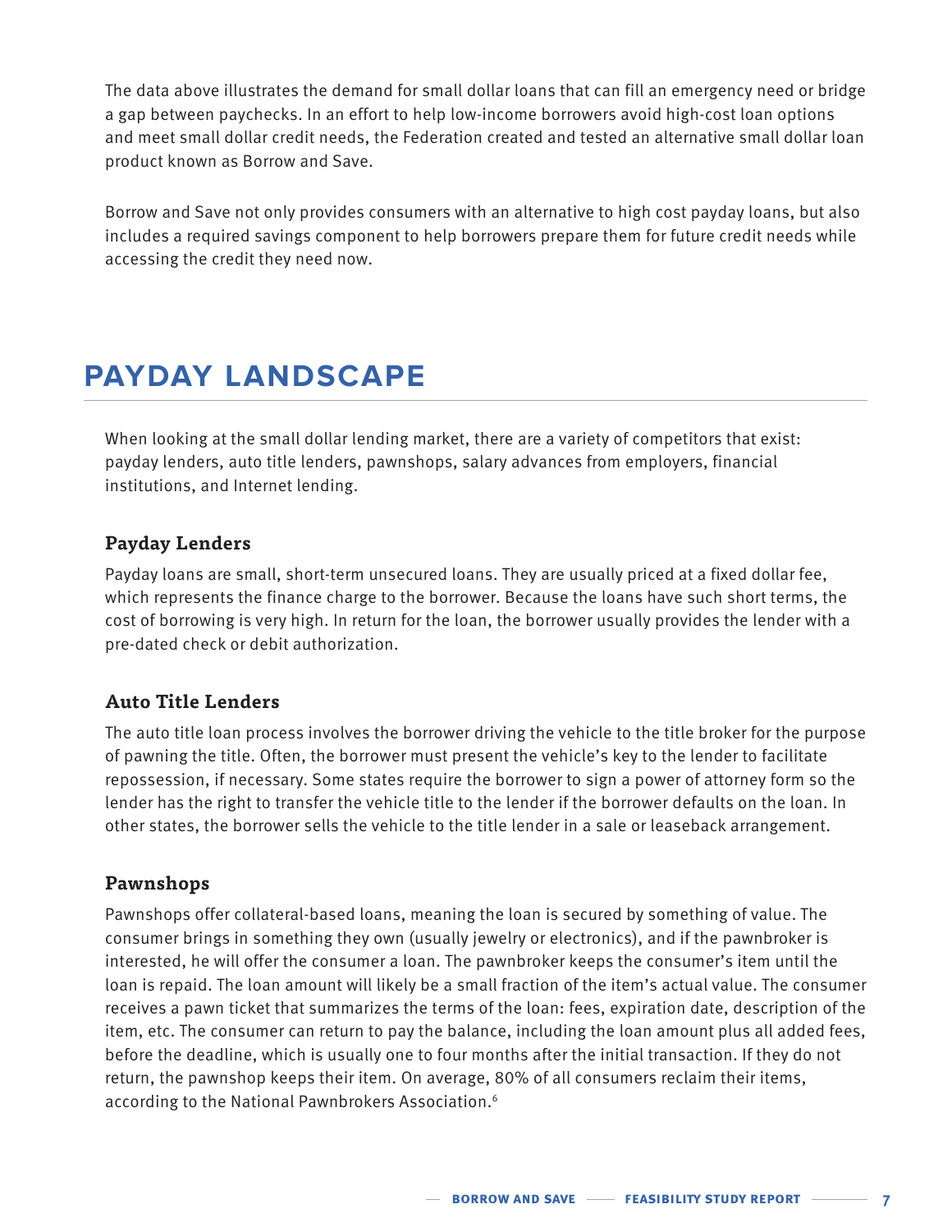The data above illustrates the demand for small dollar loans that can fill an emergency need or bridge a gap between paychecks. In an effort to help low-income borrowers avoid high-cost loan options and meet small dollar credit needs, the Federation created and tested an alternative small dollar loan product known as Borrow and Save.

Borrow and Save not only provides consumers with an alternative to high cost payday loans, but also includes a required savings component to help borrowers prepare them for future credit needs while accessing the credit they need now.

## PAYDAY LANDSCAPE

When looking at the small dollar lending market, there are a variety of competitors that exist: payday lenders, auto title lenders, pawnshops, salary advances from employers, financial institutions, and Internet lending.

### Payday Lenders

Payday loans are small, short-term unsecured loans. They are usually priced at a fixed dollar fee, which represents the finance charge to the borrower. Because the loans have such short terms, the cost of borrowing is very high. In return for the loan, the borrower usually provides the lender with a pre-dated check or debit authorization.

### Auto Title Lenders

The auto title loan process involves the borrower driving the vehicle to the title broker for the purpose of pawning the title. Often, the borrower must present the vehicle's key to the lender to facilitate repossession, if necessary. Some states require the borrower to sign a power of attorney form so the lender has the right to transfer the vehicle title to the lender if the borrower defaults on the loan. In other states, the borrower sells the vehicle to the title lender in a sale or leaseback arrangement.

### Pawnshops

Pawnshops offer collateral-based loans, meaning the loan is secured by something of value. The consumer brings in something they own (usually jewelry or electronics), and if the pawnbroker is interested, he will offer the consumer a loan. The pawnbroker keeps the consumer's item until the loan is repaid. The loan amount will likely be a small fraction of the item's actual value. The consumer receives a pawn ticket that summarizes the terms of the loan: fees, expiration date, description of the item, etc. The consumer can return to pay the balance, including the loan amount plus all added fees, before the deadline, which is usually one to four months after the initial transaction. If they do not return, the pawnshop keeps their item. On average, 80% of all consumers reclaim their items, according to the National Pawnbrokers Association.[6]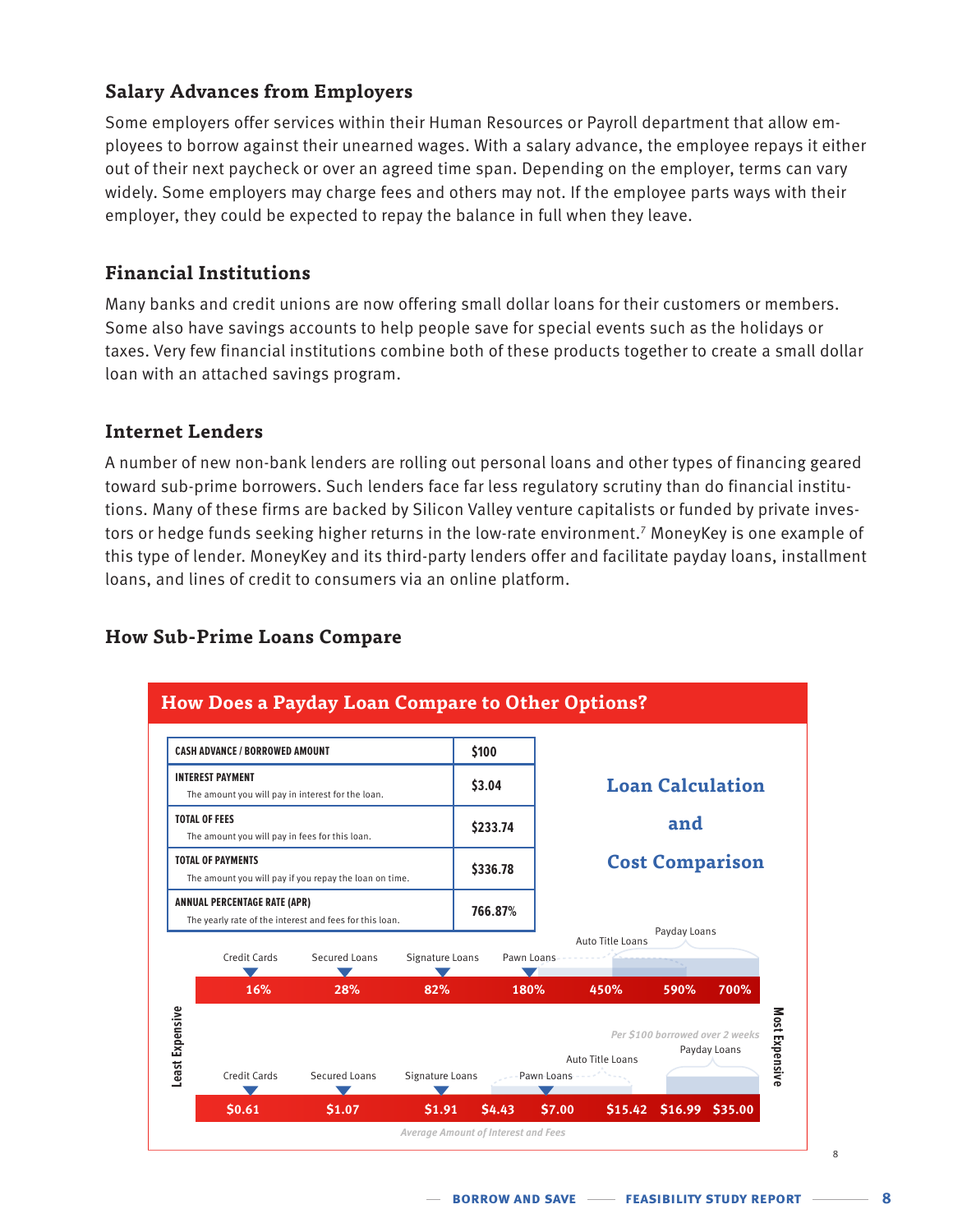### Salary Advances from Employers

Some employers offer services within their Human Resources or Payroll department that allow employees to borrow against their unearned wages. With a salary advance, the employee repays it either out of their next paycheck or over an agreed time span. Depending on the employer, terms can vary widely. Some employers may charge fees and others may not. If the employee parts ways with their employer, they could be expected to repay the balance in full when they leave.

### Financial Institutions

Many banks and credit unions are now offering small dollar loans for their customers or members. Some also have savings accounts to help people save for special events such as the holidays or taxes. Very few financial institutions combine both of these products together to create a small dollar loan with an attached savings program.

### Internet Lenders

A number of new non-bank lenders are rolling out personal loans and other types of financing geared toward sub-prime borrowers. Such lenders face far less regulatory scrutiny than do financial institutions. Many of these firms are backed by Silicon Valley venture capitalists or funded by private investors or hedge funds seeking higher returns in the low-rate environment.[7] MoneyKey is one example of this type of lender. MoneyKey and its third-party lenders offer and facilitate payday loans, installment loans, and lines of credit to consumers via an online platform.

### How Sub-Prime Loans Compare

**How Does a Payday Loan Compare to Other Options?**

**Loan Calculation and Cost Comparison**

| CASH ADVANCE / BORROWED AMOUNT | $100 |
|---|---|
| INTEREST PAYMENT<br>The amount you will pay in interest for the loan. | $3.04 |
| TOTAL OF FEES<br>The amount you will pay in fees for this loan. | $233.74 |
| TOTAL OF PAYMENTS<br>The amount you will pay if you repay the loan on time. | $336.78 |
| ANNUAL PERCENTAGE RATE (APR)<br>The yearly rate of the interest and fees for this loan. | 766.87% |

Least Expensive → Most Expensive

| Credit Cards | Secured Loans | Signature Loans | Pawn Loans | Auto Title Loans | Payday Loans | |
|---|---|---|---|---|---|---|
| 16% | 28% | 82% | 180% | 450% | 590% | 700% |

*Per $100 borrowed over 2 weeks*

| Credit Cards | Secured Loans | Signature Loans | | Pawn Loans | Auto Title Loans | Payday Loans | |
|---|---|---|---|---|---|---|---|
| $0.61 | $1.07 | $1.91 | $4.43 | $7.00 | $15.42 | $16.99 | $35.00 |

*Average Amount of Interest and Fees*

8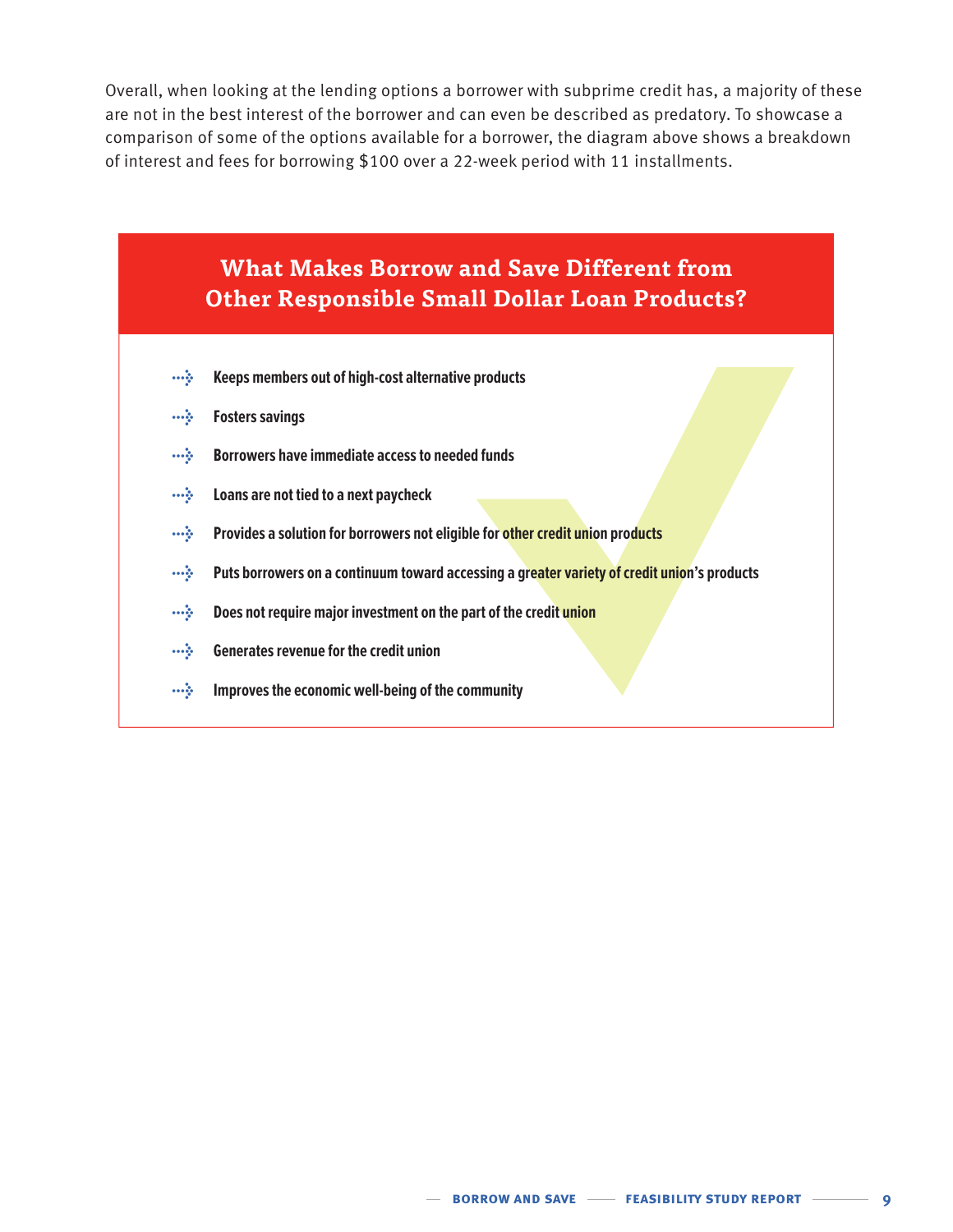Overall, when looking at the lending options a borrower with subprime credit has, a majority of these are not in the best interest of the borrower and can even be described as predatory. To showcase a comparison of some of the options available for a borrower, the diagram above shows a breakdown of interest and fees for borrowing $100 over a 22-week period with 11 installments.

## What Makes Borrow and Save Different from Other Responsible Small Dollar Loan Products?

- **Keeps members out of high-cost alternative products**
- **Fosters savings**
- **Borrowers have immediate access to needed funds**
- **Loans are not tied to a next paycheck**
- **Provides a solution for borrowers not eligible for other credit union products**
- **Puts borrowers on a continuum toward accessing a greater variety of credit union's products**
- **Does not require major investment on the part of the credit union**
- **Generates revenue for the credit union**
- **Improves the economic well-being of the community**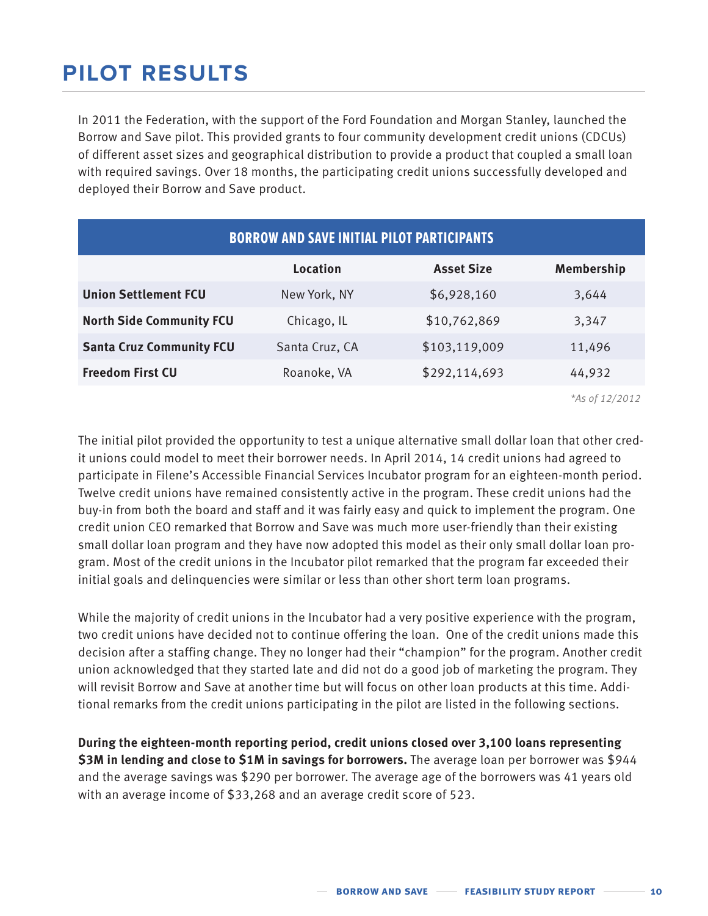# PILOT RESULTS

In 2011 the Federation, with the support of the Ford Foundation and Morgan Stanley, launched the Borrow and Save pilot. This provided grants to four community development credit unions (CDCUs) of different asset sizes and geographical distribution to provide a product that coupled a small loan with required savings. Over 18 months, the participating credit unions successfully developed and deployed their Borrow and Save product.

| BORROW AND SAVE INITIAL PILOT PARTICIPANTS | | | |
|---|---|---|---|
| | **Location** | **Asset Size** | **Membership** |
| **Union Settlement FCU** | New York, NY | $6,928,160 | 3,644 |
| **North Side Community FCU** | Chicago, IL | $10,762,869 | 3,347 |
| **Santa Cruz Community FCU** | Santa Cruz, CA | $103,119,009 | 11,496 |
| **Freedom First CU** | Roanoke, VA | $292,114,693 | 44,932 |

*\*As of 12/2012*

The initial pilot provided the opportunity to test a unique alternative small dollar loan that other credit unions could model to meet their borrower needs. In April 2014, 14 credit unions had agreed to participate in Filene's Accessible Financial Services Incubator program for an eighteen-month period. Twelve credit unions have remained consistently active in the program. These credit unions had the buy-in from both the board and staff and it was fairly easy and quick to implement the program. One credit union CEO remarked that Borrow and Save was much more user-friendly than their existing small dollar loan program and they have now adopted this model as their only small dollar loan program. Most of the credit unions in the Incubator pilot remarked that the program far exceeded their initial goals and delinquencies were similar or less than other short term loan programs.

While the majority of credit unions in the Incubator had a very positive experience with the program, two credit unions have decided not to continue offering the loan. One of the credit unions made this decision after a staffing change. They no longer had their "champion" for the program. Another credit union acknowledged that they started late and did not do a good job of marketing the program. They will revisit Borrow and Save at another time but will focus on other loan products at this time. Additional remarks from the credit unions participating in the pilot are listed in the following sections.

**During the eighteen-month reporting period, credit unions closed over 3,100 loans representing $3M in lending and close to $1M in savings for borrowers.** The average loan per borrower was $944 and the average savings was $290 per borrower. The average age of the borrowers was 41 years old with an average income of $33,268 and an average credit score of 523.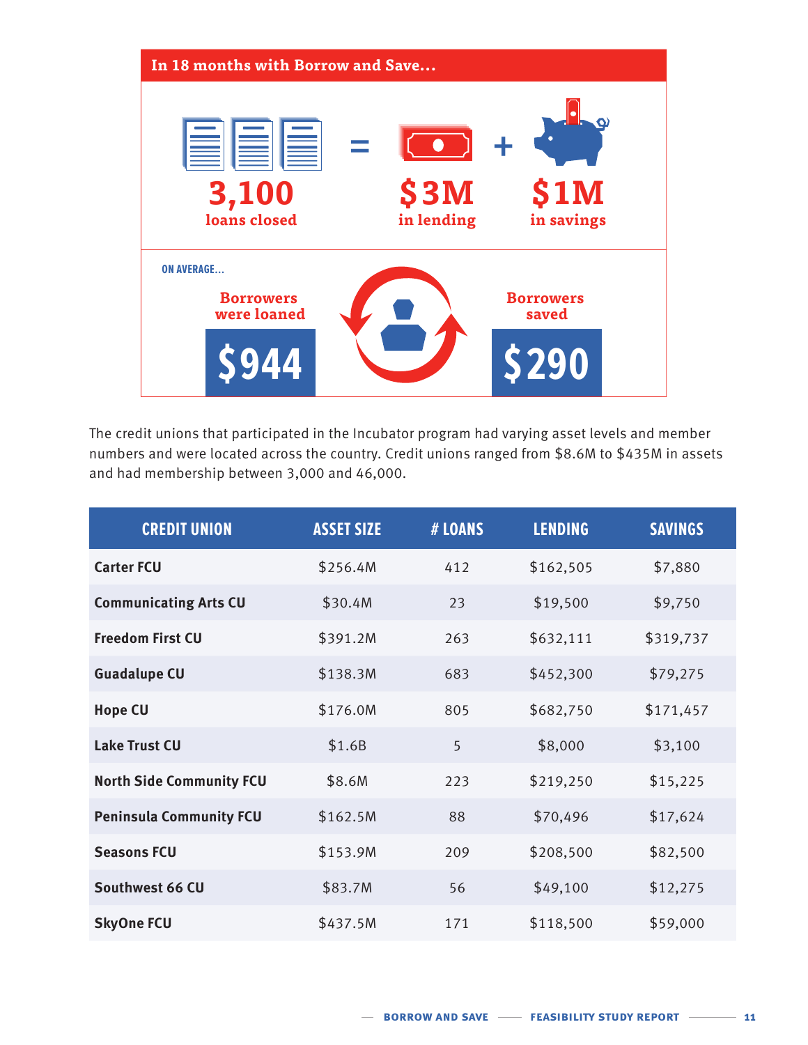**In 18 months with Borrow and Save...**

**3,100** loans closed = **$3M** in lending + **$1M** in savings

ON AVERAGE...

Borrowers were loaned **$944**

Borrowers saved **$290**

The credit unions that participated in the Incubator program had varying asset levels and member numbers and were located across the country. Credit unions ranged from $8.6M to $435M in assets and had membership between 3,000 and 46,000.

| CREDIT UNION | ASSET SIZE | # LOANS | LENDING | SAVINGS |
|---|---|---|---|---|
| **Carter FCU** | $256.4M | 412 | $162,505 | $7,880 |
| **Communicating Arts CU** | $30.4M | 23 | $19,500 | $9,750 |
| **Freedom First CU** | $391.2M | 263 | $632,111 | $319,737 |
| **Guadalupe CU** | $138.3M | 683 | $452,300 | $79,275 |
| **Hope CU** | $176.0M | 805 | $682,750 | $171,457 |
| **Lake Trust CU** | $1.6B | 5 | $8,000 | $3,100 |
| **North Side Community FCU** | $8.6M | 223 | $219,250 | $15,225 |
| **Peninsula Community FCU** | $162.5M | 88 | $70,496 | $17,624 |
| **Seasons FCU** | $153.9M | 209 | $208,500 | $82,500 |
| **Southwest 66 CU** | $83.7M | 56 | $49,100 | $12,275 |
| **SkyOne FCU** | $437.5M | 171 | $118,500 | $59,000 |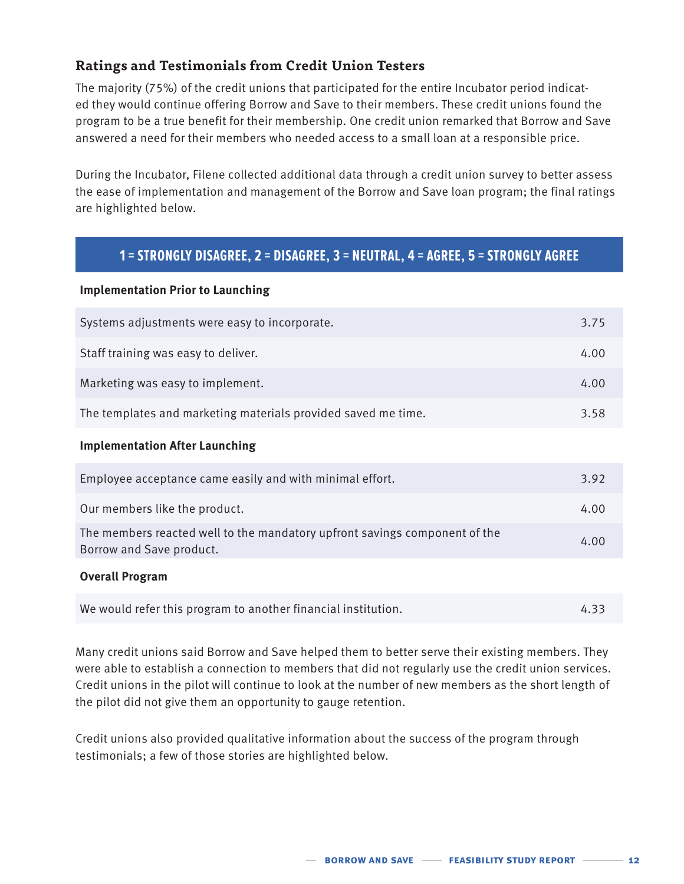## Ratings and Testimonials from Credit Union Testers

The majority (75%) of the credit unions that participated for the entire Incubator period indicated they would continue offering Borrow and Save to their members. These credit unions found the program to be a true benefit for their membership. One credit union remarked that Borrow and Save answered a need for their members who needed access to a small loan at a responsible price.

During the Incubator, Filene collected additional data through a credit union survey to better assess the ease of implementation and management of the Borrow and Save loan program; the final ratings are highlighted below.

| 1 = STRONGLY DISAGREE, 2 = DISAGREE, 3 = NEUTRAL, 4 = AGREE, 5 = STRONGLY AGREE | |
|---|---|
| **Implementation Prior to Launching** | |
| Systems adjustments were easy to incorporate. | 3.75 |
| Staff training was easy to deliver. | 4.00 |
| Marketing was easy to implement. | 4.00 |
| The templates and marketing materials provided saved me time. | 3.58 |
| **Implementation After Launching** | |
| Employee acceptance came easily and with minimal effort. | 3.92 |
| Our members like the product. | 4.00 |
| The members reacted well to the mandatory upfront savings component of the Borrow and Save product. | 4.00 |
| **Overall Program** | |
| We would refer this program to another financial institution. | 4.33 |

Many credit unions said Borrow and Save helped them to better serve their existing members. They were able to establish a connection to members that did not regularly use the credit union services. Credit unions in the pilot will continue to look at the number of new members as the short length of the pilot did not give them an opportunity to gauge retention.

Credit unions also provided qualitative information about the success of the program through testimonials; a few of those stories are highlighted below.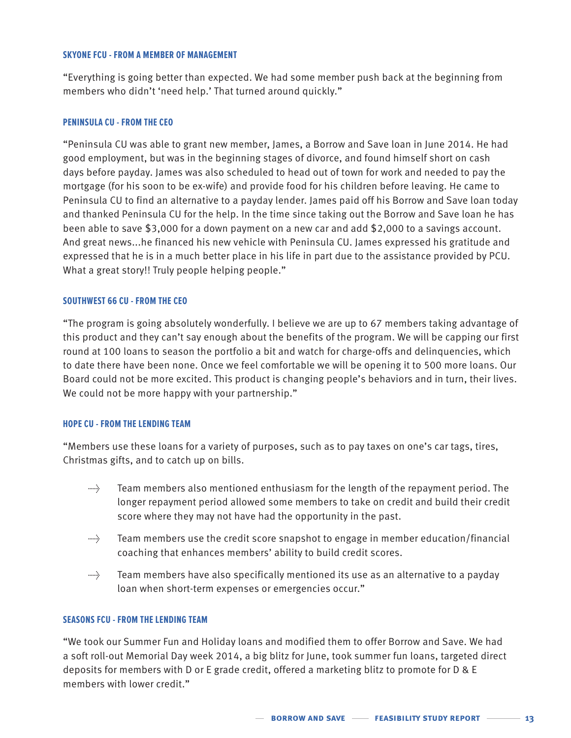#### SKYONE FCU - FROM A MEMBER OF MANAGEMENT

"Everything is going better than expected. We had some member push back at the beginning from members who didn't 'need help.' That turned around quickly."

#### PENINSULA CU - FROM THE CEO

"Peninsula CU was able to grant new member, James, a Borrow and Save loan in June 2014. He had good employment, but was in the beginning stages of divorce, and found himself short on cash days before payday. James was also scheduled to head out of town for work and needed to pay the mortgage (for his soon to be ex-wife) and provide food for his children before leaving. He came to Peninsula CU to find an alternative to a payday lender. James paid off his Borrow and Save loan today and thanked Peninsula CU for the help. In the time since taking out the Borrow and Save loan he has been able to save $3,000 for a down payment on a new car and add $2,000 to a savings account. And great news...he financed his new vehicle with Peninsula CU. James expressed his gratitude and expressed that he is in a much better place in his life in part due to the assistance provided by PCU. What a great story!! Truly people helping people."

#### SOUTHWEST 66 CU - FROM THE CEO

"The program is going absolutely wonderfully. I believe we are up to 67 members taking advantage of this product and they can't say enough about the benefits of the program. We will be capping our first round at 100 loans to season the portfolio a bit and watch for charge-offs and delinquencies, which to date there have been none. Once we feel comfortable we will be opening it to 500 more loans. Our Board could not be more excited. This product is changing people's behaviors and in turn, their lives. We could not be more happy with your partnership."

#### HOPE CU - FROM THE LENDING TEAM

"Members use these loans for a variety of purposes, such as to pay taxes on one's car tags, tires, Christmas gifts, and to catch up on bills.

- Team members also mentioned enthusiasm for the length of the repayment period. The longer repayment period allowed some members to take on credit and build their credit score where they may not have had the opportunity in the past.
- Team members use the credit score snapshot to engage in member education/financial coaching that enhances members' ability to build credit scores.
- Team members have also specifically mentioned its use as an alternative to a payday loan when short-term expenses or emergencies occur."

#### SEASONS FCU - FROM THE LENDING TEAM

"We took our Summer Fun and Holiday loans and modified them to offer Borrow and Save. We had a soft roll-out Memorial Day week 2014, a big blitz for June, took summer fun loans, targeted direct deposits for members with D or E grade credit, offered a marketing blitz to promote for D & E members with lower credit."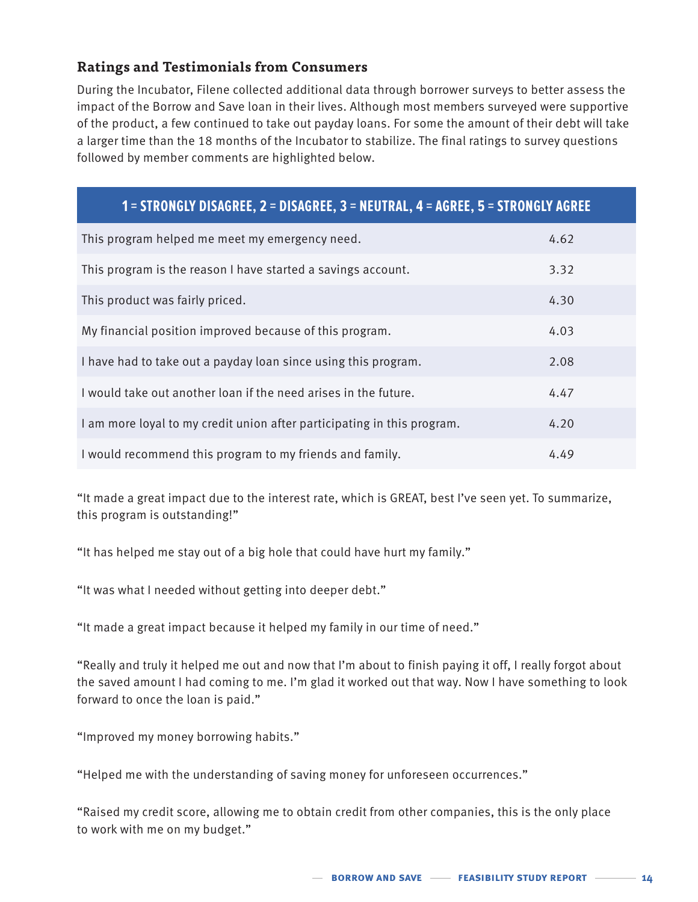### Ratings and Testimonials from Consumers

During the Incubator, Filene collected additional data through borrower surveys to better assess the impact of the Borrow and Save loan in their lives. Although most members surveyed were supportive of the product, a few continued to take out payday loans. For some the amount of their debt will take a larger time than the 18 months of the Incubator to stabilize. The final ratings to survey questions followed by member comments are highlighted below.

| 1 = STRONGLY DISAGREE, 2 = DISAGREE, 3 = NEUTRAL, 4 = AGREE, 5 = STRONGLY AGREE | |
|---|---|
| This program helped me meet my emergency need. | 4.62 |
| This program is the reason I have started a savings account. | 3.32 |
| This product was fairly priced. | 4.30 |
| My financial position improved because of this program. | 4.03 |
| I have had to take out a payday loan since using this program. | 2.08 |
| I would take out another loan if the need arises in the future. | 4.47 |
| I am more loyal to my credit union after participating in this program. | 4.20 |
| I would recommend this program to my friends and family. | 4.49 |

"It made a great impact due to the interest rate, which is GREAT, best I've seen yet. To summarize, this program is outstanding!"

"It has helped me stay out of a big hole that could have hurt my family."

"It was what I needed without getting into deeper debt."

"It made a great impact because it helped my family in our time of need."

"Really and truly it helped me out and now that I'm about to finish paying it off, I really forgot about the saved amount I had coming to me. I'm glad it worked out that way. Now I have something to look forward to once the loan is paid."

"Improved my money borrowing habits."

"Helped me with the understanding of saving money for unforeseen occurrences."

"Raised my credit score, allowing me to obtain credit from other companies, this is the only place to work with me on my budget."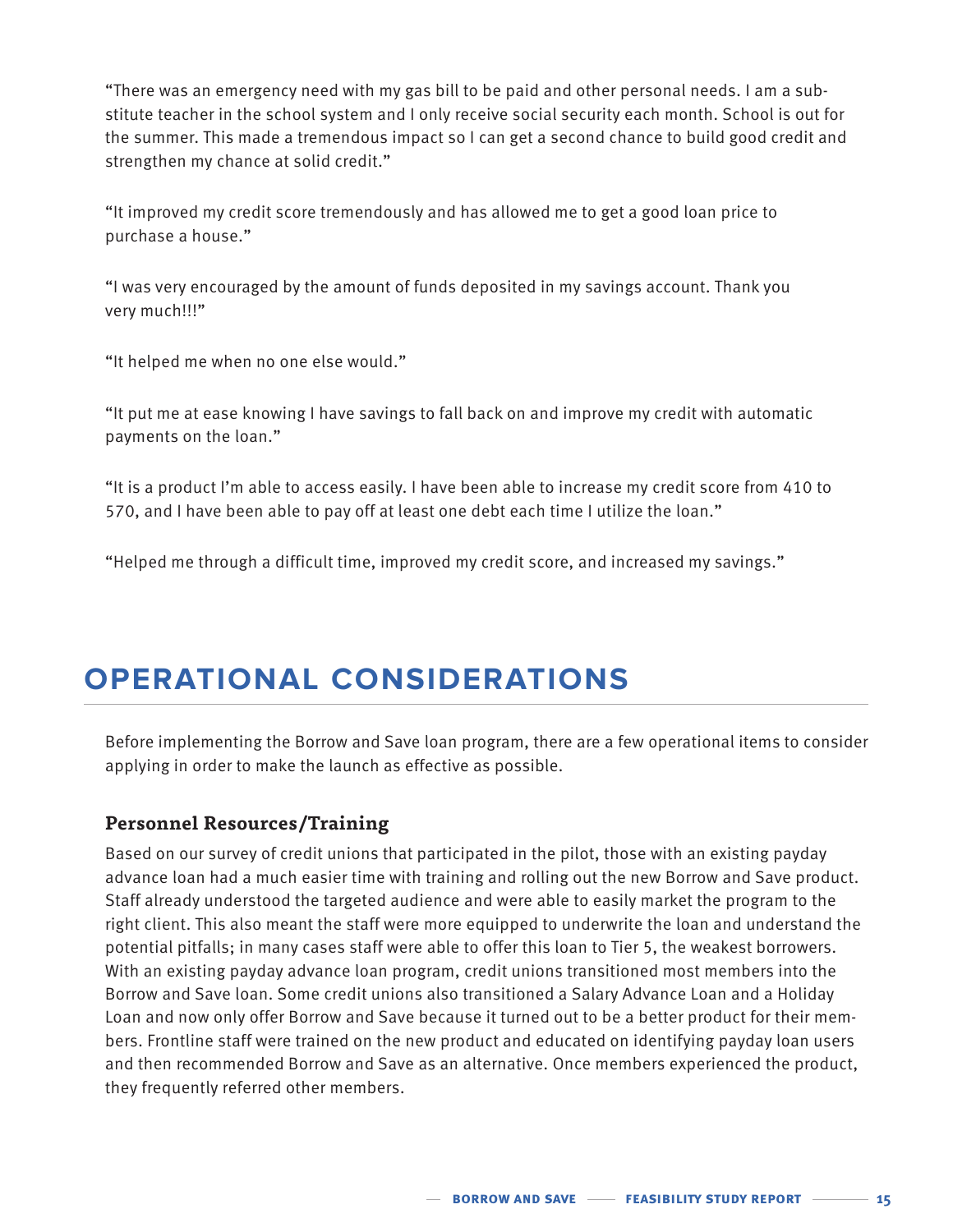"There was an emergency need with my gas bill to be paid and other personal needs. I am a substitute teacher in the school system and I only receive social security each month. School is out for the summer. This made a tremendous impact so I can get a second chance to build good credit and strengthen my chance at solid credit."

"It improved my credit score tremendously and has allowed me to get a good loan price to purchase a house."

"I was very encouraged by the amount of funds deposited in my savings account. Thank you very much!!!"

"It helped me when no one else would."

"It put me at ease knowing I have savings to fall back on and improve my credit with automatic payments on the loan."

"It is a product I'm able to access easily. I have been able to increase my credit score from 410 to 570, and I have been able to pay off at least one debt each time I utilize the loan."

"Helped me through a difficult time, improved my credit score, and increased my savings."

# OPERATIONAL CONSIDERATIONS

Before implementing the Borrow and Save loan program, there are a few operational items to consider applying in order to make the launch as effective as possible.

### Personnel Resources/Training

Based on our survey of credit unions that participated in the pilot, those with an existing payday advance loan had a much easier time with training and rolling out the new Borrow and Save product. Staff already understood the targeted audience and were able to easily market the program to the right client. This also meant the staff were more equipped to underwrite the loan and understand the potential pitfalls; in many cases staff were able to offer this loan to Tier 5, the weakest borrowers. With an existing payday advance loan program, credit unions transitioned most members into the Borrow and Save loan. Some credit unions also transitioned a Salary Advance Loan and a Holiday Loan and now only offer Borrow and Save because it turned out to be a better product for their members. Frontline staff were trained on the new product and educated on identifying payday loan users and then recommended Borrow and Save as an alternative. Once members experienced the product, they frequently referred other members.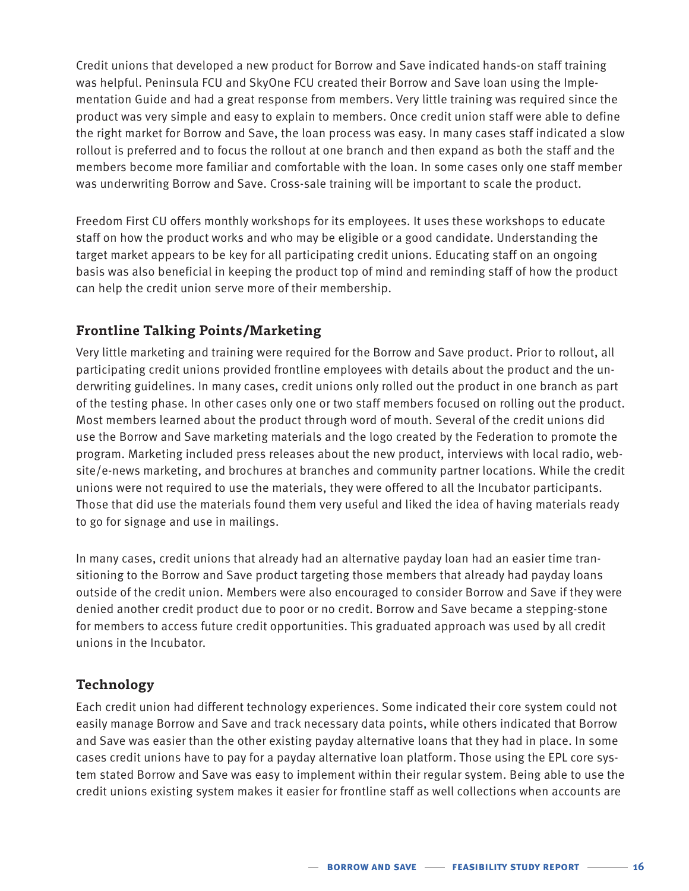Credit unions that developed a new product for Borrow and Save indicated hands-on staff training was helpful. Peninsula FCU and SkyOne FCU created their Borrow and Save loan using the Implementation Guide and had a great response from members. Very little training was required since the product was very simple and easy to explain to members. Once credit union staff were able to define the right market for Borrow and Save, the loan process was easy. In many cases staff indicated a slow rollout is preferred and to focus the rollout at one branch and then expand as both the staff and the members become more familiar and comfortable with the loan. In some cases only one staff member was underwriting Borrow and Save. Cross-sale training will be important to scale the product.

Freedom First CU offers monthly workshops for its employees. It uses these workshops to educate staff on how the product works and who may be eligible or a good candidate. Understanding the target market appears to be key for all participating credit unions. Educating staff on an ongoing basis was also beneficial in keeping the product top of mind and reminding staff of how the product can help the credit union serve more of their membership.

## Frontline Talking Points/Marketing

Very little marketing and training were required for the Borrow and Save product. Prior to rollout, all participating credit unions provided frontline employees with details about the product and the underwriting guidelines. In many cases, credit unions only rolled out the product in one branch as part of the testing phase. In other cases only one or two staff members focused on rolling out the product. Most members learned about the product through word of mouth. Several of the credit unions did use the Borrow and Save marketing materials and the logo created by the Federation to promote the program. Marketing included press releases about the new product, interviews with local radio, website/e-news marketing, and brochures at branches and community partner locations. While the credit unions were not required to use the materials, they were offered to all the Incubator participants. Those that did use the materials found them very useful and liked the idea of having materials ready to go for signage and use in mailings.

In many cases, credit unions that already had an alternative payday loan had an easier time transitioning to the Borrow and Save product targeting those members that already had payday loans outside of the credit union. Members were also encouraged to consider Borrow and Save if they were denied another credit product due to poor or no credit. Borrow and Save became a stepping-stone for members to access future credit opportunities. This graduated approach was used by all credit unions in the Incubator.

## Technology

Each credit union had different technology experiences. Some indicated their core system could not easily manage Borrow and Save and track necessary data points, while others indicated that Borrow and Save was easier than the other existing payday alternative loans that they had in place. In some cases credit unions have to pay for a payday alternative loan platform. Those using the EPL core system stated Borrow and Save was easy to implement within their regular system. Being able to use the credit unions existing system makes it easier for frontline staff as well collections when accounts are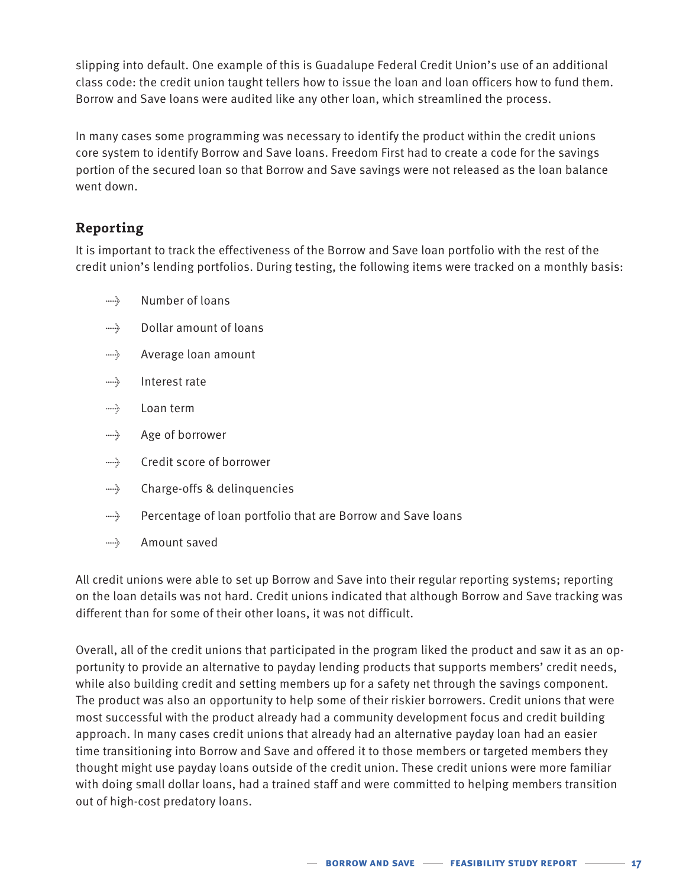slipping into default. One example of this is Guadalupe Federal Credit Union's use of an additional class code: the credit union taught tellers how to issue the loan and loan officers how to fund them. Borrow and Save loans were audited like any other loan, which streamlined the process.

In many cases some programming was necessary to identify the product within the credit unions core system to identify Borrow and Save loans. Freedom First had to create a code for the savings portion of the secured loan so that Borrow and Save savings were not released as the loan balance went down.

## Reporting

It is important to track the effectiveness of the Borrow and Save loan portfolio with the rest of the credit union's lending portfolios. During testing, the following items were tracked on a monthly basis:

- Number of loans
- Dollar amount of loans
- Average loan amount
- Interest rate
- Loan term
- Age of borrower
- Credit score of borrower
- Charge-offs & delinquencies
- Percentage of loan portfolio that are Borrow and Save loans
- Amount saved

All credit unions were able to set up Borrow and Save into their regular reporting systems; reporting on the loan details was not hard. Credit unions indicated that although Borrow and Save tracking was different than for some of their other loans, it was not difficult.

Overall, all of the credit unions that participated in the program liked the product and saw it as an opportunity to provide an alternative to payday lending products that supports members' credit needs, while also building credit and setting members up for a safety net through the savings component. The product was also an opportunity to help some of their riskier borrowers. Credit unions that were most successful with the product already had a community development focus and credit building approach. In many cases credit unions that already had an alternative payday loan had an easier time transitioning into Borrow and Save and offered it to those members or targeted members they thought might use payday loans outside of the credit union. These credit unions were more familiar with doing small dollar loans, had a trained staff and were committed to helping members transition out of high-cost predatory loans.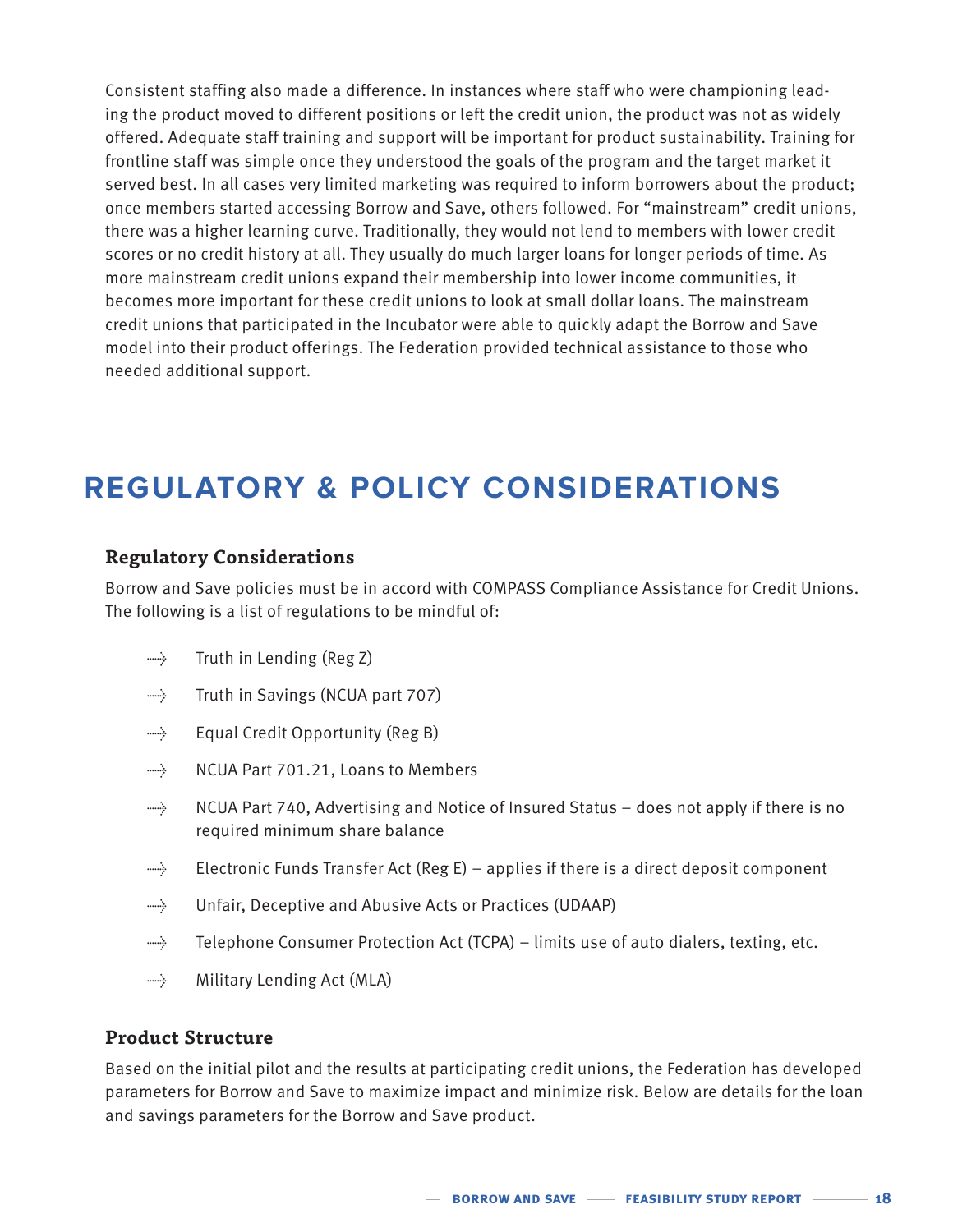Consistent staffing also made a difference. In instances where staff who were championing leading the product moved to different positions or left the credit union, the product was not as widely offered. Adequate staff training and support will be important for product sustainability. Training for frontline staff was simple once they understood the goals of the program and the target market it served best. In all cases very limited marketing was required to inform borrowers about the product; once members started accessing Borrow and Save, others followed. For "mainstream" credit unions, there was a higher learning curve. Traditionally, they would not lend to members with lower credit scores or no credit history at all. They usually do much larger loans for longer periods of time. As more mainstream credit unions expand their membership into lower income communities, it becomes more important for these credit unions to look at small dollar loans. The mainstream credit unions that participated in the Incubator were able to quickly adapt the Borrow and Save model into their product offerings. The Federation provided technical assistance to those who needed additional support.

# REGULATORY & POLICY CONSIDERATIONS

### Regulatory Considerations

Borrow and Save policies must be in accord with COMPASS Compliance Assistance for Credit Unions. The following is a list of regulations to be mindful of:

- Truth in Lending (Reg Z)
- Truth in Savings (NCUA part 707)
- Equal Credit Opportunity (Reg B)
- NCUA Part 701.21, Loans to Members
- NCUA Part 740, Advertising and Notice of Insured Status – does not apply if there is no required minimum share balance
- Electronic Funds Transfer Act (Reg E) – applies if there is a direct deposit component
- Unfair, Deceptive and Abusive Acts or Practices (UDAAP)
- Telephone Consumer Protection Act (TCPA) – limits use of auto dialers, texting, etc.
- Military Lending Act (MLA)

### Product Structure

Based on the initial pilot and the results at participating credit unions, the Federation has developed parameters for Borrow and Save to maximize impact and minimize risk. Below are details for the loan and savings parameters for the Borrow and Save product.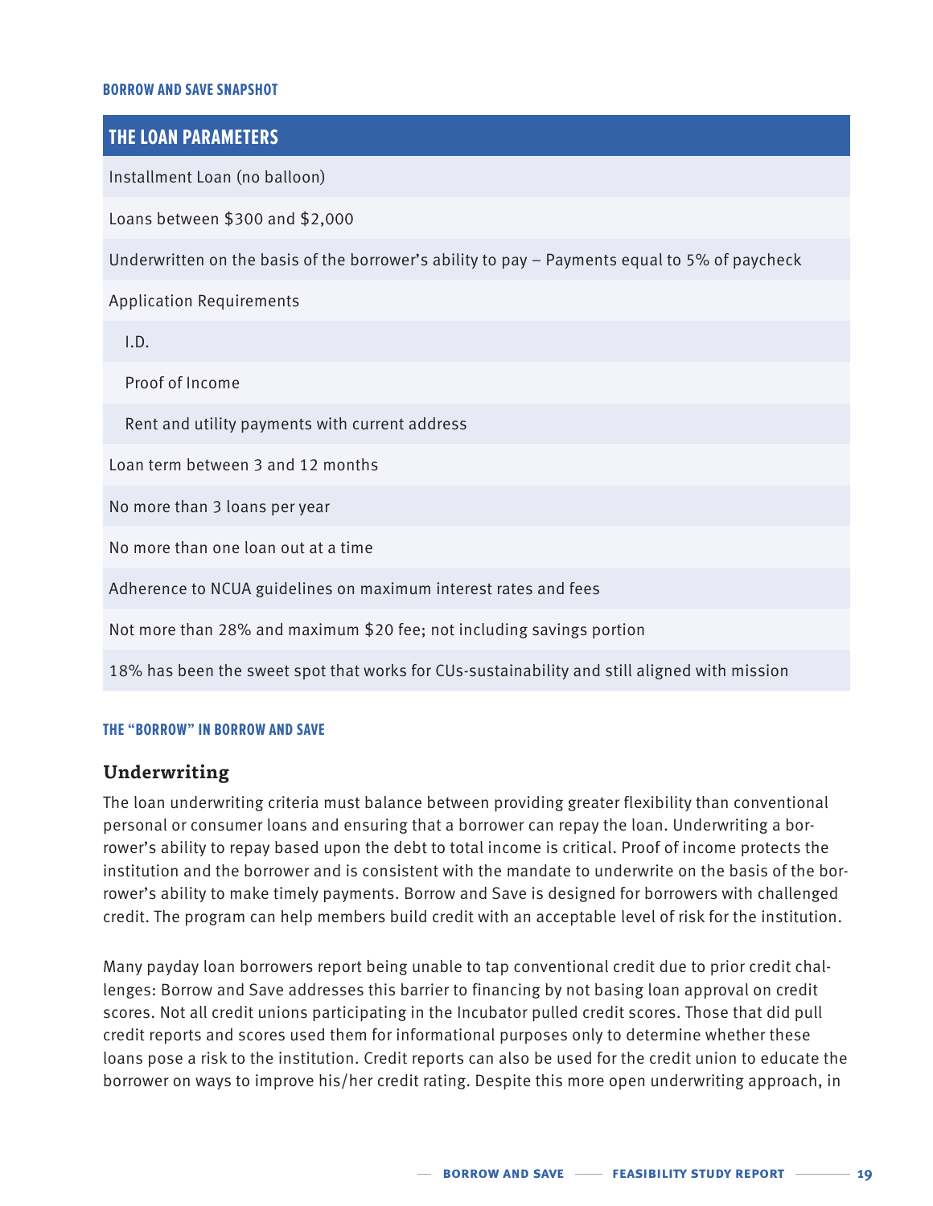**BORROW AND SAVE SNAPSHOT**

| THE LOAN PARAMETERS |
|---|
| Installment Loan (no balloon) |
| Loans between $300 and $2,000 |
| Underwritten on the basis of the borrower's ability to pay – Payments equal to 5% of paycheck |
| Application Requirements |
| I.D. |
| Proof of Income |
| Rent and utility payments with current address |
| Loan term between 3 and 12 months |
| No more than 3 loans per year |
| No more than one loan out at a time |
| Adherence to NCUA guidelines on maximum interest rates and fees |
| Not more than 28% and maximum $20 fee; not including savings portion |
| 18% has been the sweet spot that works for CUs-sustainability and still aligned with mission |

**THE "BORROW" IN BORROW AND SAVE**

## Underwriting

The loan underwriting criteria must balance between providing greater flexibility than conventional personal or consumer loans and ensuring that a borrower can repay the loan. Underwriting a borrower's ability to repay based upon the debt to total income is critical. Proof of income protects the institution and the borrower and is consistent with the mandate to underwrite on the basis of the borrower's ability to make timely payments. Borrow and Save is designed for borrowers with challenged credit. The program can help members build credit with an acceptable level of risk for the institution.

Many payday loan borrowers report being unable to tap conventional credit due to prior credit challenges: Borrow and Save addresses this barrier to financing by not basing loan approval on credit scores. Not all credit unions participating in the Incubator pulled credit scores. Those that did pull credit reports and scores used them for informational purposes only to determine whether these loans pose a risk to the institution. Credit reports can also be used for the credit union to educate the borrower on ways to improve his/her credit rating. Despite this more open underwriting approach, in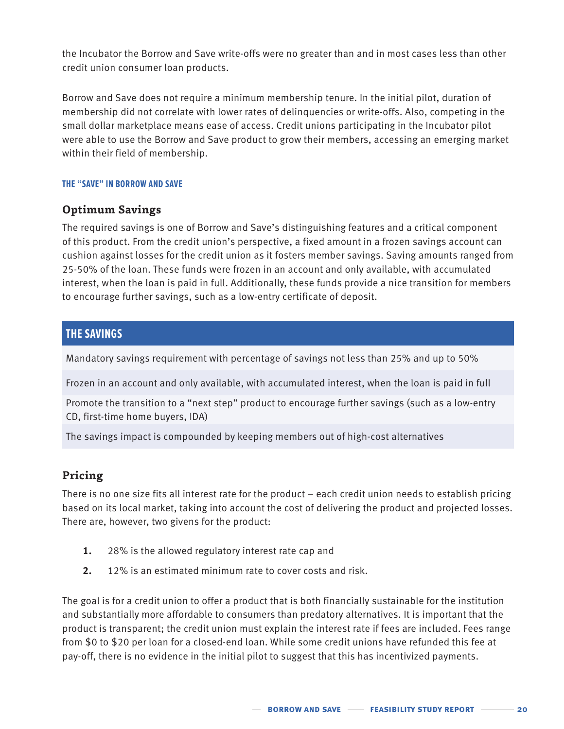the Incubator the Borrow and Save write-offs were no greater than and in most cases less than other credit union consumer loan products.

Borrow and Save does not require a minimum membership tenure. In the initial pilot, duration of membership did not correlate with lower rates of delinquencies or write-offs. Also, competing in the small dollar marketplace means ease of access. Credit unions participating in the Incubator pilot were able to use the Borrow and Save product to grow their members, accessing an emerging market within their field of membership.

#### THE "SAVE" IN BORROW AND SAVE

### Optimum Savings

The required savings is one of Borrow and Save's distinguishing features and a critical component of this product. From the credit union's perspective, a fixed amount in a frozen savings account can cushion against losses for the credit union as it fosters member savings. Saving amounts ranged from 25-50% of the loan. These funds were frozen in an account and only available, with accumulated interest, when the loan is paid in full. Additionally, these funds provide a nice transition for members to encourage further savings, such as a low-entry certificate of deposit.

| THE SAVINGS |
| --- |
| Mandatory savings requirement with percentage of savings not less than 25% and up to 50% |
| Frozen in an account and only available, with accumulated interest, when the loan is paid in full |
| Promote the transition to a "next step" product to encourage further savings (such as a low-entry CD, first-time home buyers, IDA) |
| The savings impact is compounded by keeping members out of high-cost alternatives |

### Pricing

There is no one size fits all interest rate for the product – each credit union needs to establish pricing based on its local market, taking into account the cost of delivering the product and projected losses. There are, however, two givens for the product:

1. 28% is the allowed regulatory interest rate cap and
2. 12% is an estimated minimum rate to cover costs and risk.

The goal is for a credit union to offer a product that is both financially sustainable for the institution and substantially more affordable to consumers than predatory alternatives. It is important that the product is transparent; the credit union must explain the interest rate if fees are included. Fees range from $0 to $20 per loan for a closed-end loan. While some credit unions have refunded this fee at pay-off, there is no evidence in the initial pilot to suggest that this has incentivized payments.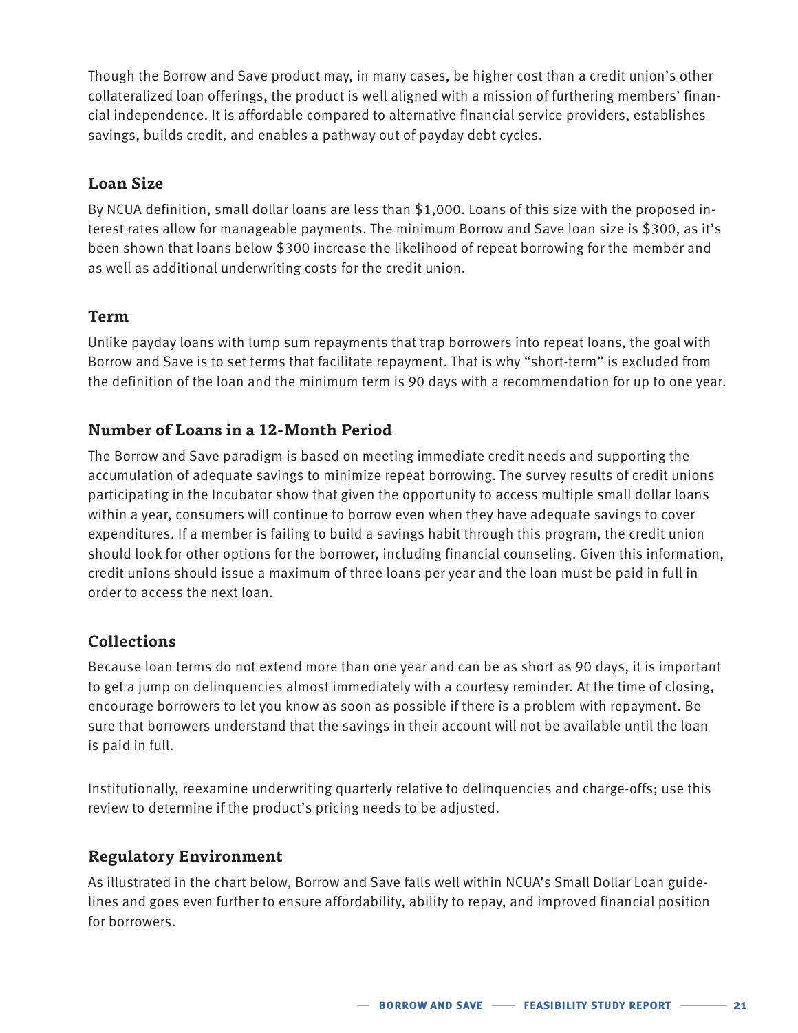Though the Borrow and Save product may, in many cases, be higher cost than a credit union's other collateralized loan offerings, the product is well aligned with a mission of furthering members' financial independence. It is affordable compared to alternative financial service providers, establishes savings, builds credit, and enables a pathway out of payday debt cycles.

### Loan Size

By NCUA definition, small dollar loans are less than $1,000. Loans of this size with the proposed interest rates allow for manageable payments. The minimum Borrow and Save loan size is $300, as it's been shown that loans below $300 increase the likelihood of repeat borrowing for the member and as well as additional underwriting costs for the credit union.

### Term

Unlike payday loans with lump sum repayments that trap borrowers into repeat loans, the goal with Borrow and Save is to set terms that facilitate repayment. That is why "short-term" is excluded from the definition of the loan and the minimum term is 90 days with a recommendation for up to one year.

### Number of Loans in a 12-Month Period

The Borrow and Save paradigm is based on meeting immediate credit needs and supporting the accumulation of adequate savings to minimize repeat borrowing. The survey results of credit unions participating in the Incubator show that given the opportunity to access multiple small dollar loans within a year, consumers will continue to borrow even when they have adequate savings to cover expenditures. If a member is failing to build a savings habit through this program, the credit union should look for other options for the borrower, including financial counseling. Given this information, credit unions should issue a maximum of three loans per year and the loan must be paid in full in order to access the next loan.

### Collections

Because loan terms do not extend more than one year and can be as short as 90 days, it is important to get a jump on delinquencies almost immediately with a courtesy reminder. At the time of closing, encourage borrowers to let you know as soon as possible if there is a problem with repayment. Be sure that borrowers understand that the savings in their account will not be available until the loan is paid in full.

Institutionally, reexamine underwriting quarterly relative to delinquencies and charge-offs; use this review to determine if the product's pricing needs to be adjusted.

### Regulatory Environment

As illustrated in the chart below, Borrow and Save falls well within NCUA's Small Dollar Loan guidelines and goes even further to ensure affordability, ability to repay, and improved financial position for borrowers.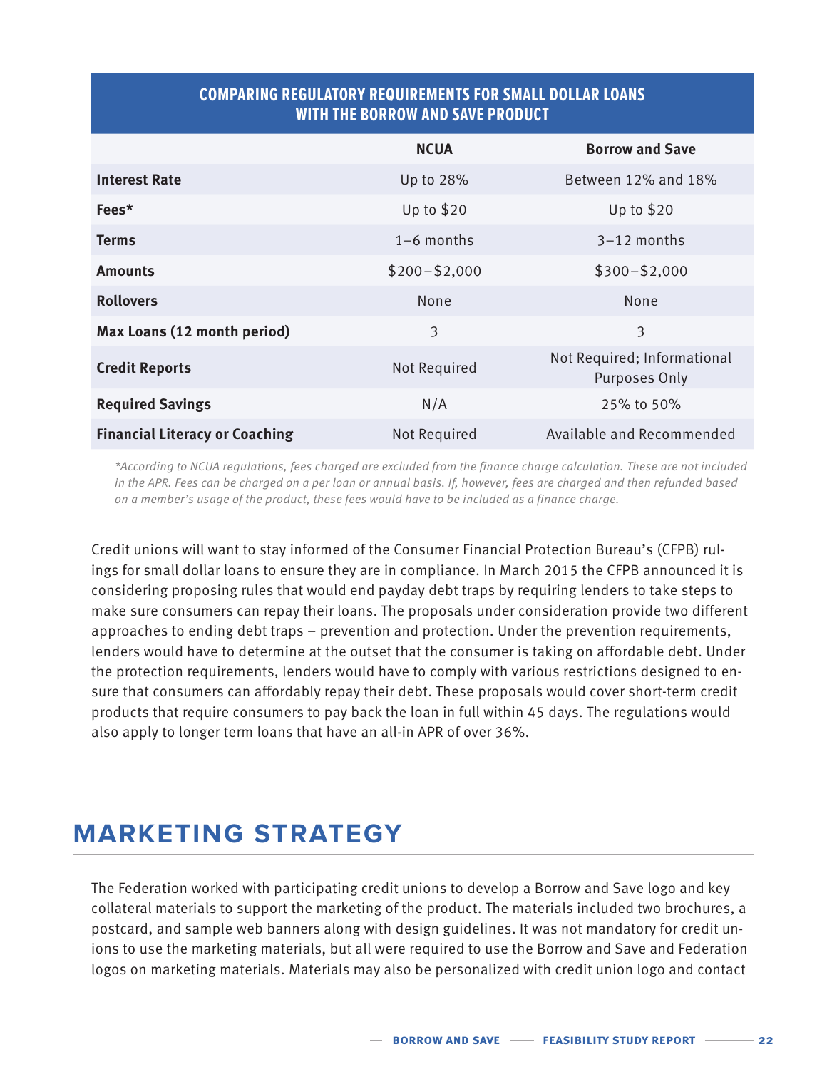| COMPARING REGULATORY REQUIREMENTS FOR SMALL DOLLAR LOANS WITH THE BORROW AND SAVE PRODUCT | | |
|---|---|---|
| | **NCUA** | **Borrow and Save** |
| **Interest Rate** | Up to 28% | Between 12% and 18% |
| **Fees*** | Up to $20 | Up to $20 |
| **Terms** | 1–6 months | 3–12 months |
| **Amounts** | $200–$2,000 | $300–$2,000 |
| **Rollovers** | None | None |
| **Max Loans (12 month period)** | 3 | 3 |
| **Credit Reports** | Not Required | Not Required; Informational Purposes Only |
| **Required Savings** | N/A | 25% to 50% |
| **Financial Literacy or Coaching** | Not Required | Available and Recommended |

*\*According to NCUA regulations, fees charged are excluded from the finance charge calculation. These are not included in the APR. Fees can be charged on a per loan or annual basis. If, however, fees are charged and then refunded based on a member's usage of the product, these fees would have to be included as a finance charge.*

Credit unions will want to stay informed of the Consumer Financial Protection Bureau's (CFPB) rulings for small dollar loans to ensure they are in compliance. In March 2015 the CFPB announced it is considering proposing rules that would end payday debt traps by requiring lenders to take steps to make sure consumers can repay their loans. The proposals under consideration provide two different approaches to ending debt traps – prevention and protection. Under the prevention requirements, lenders would have to determine at the outset that the consumer is taking on affordable debt. Under the protection requirements, lenders would have to comply with various restrictions designed to ensure that consumers can affordably repay their debt. These proposals would cover short-term credit products that require consumers to pay back the loan in full within 45 days. The regulations would also apply to longer term loans that have an all-in APR of over 36%.

## MARKETING STRATEGY

The Federation worked with participating credit unions to develop a Borrow and Save logo and key collateral materials to support the marketing of the product. The materials included two brochures, a postcard, and sample web banners along with design guidelines. It was not mandatory for credit unions to use the marketing materials, but all were required to use the Borrow and Save and Federation logos on marketing materials. Materials may also be personalized with credit union logo and contact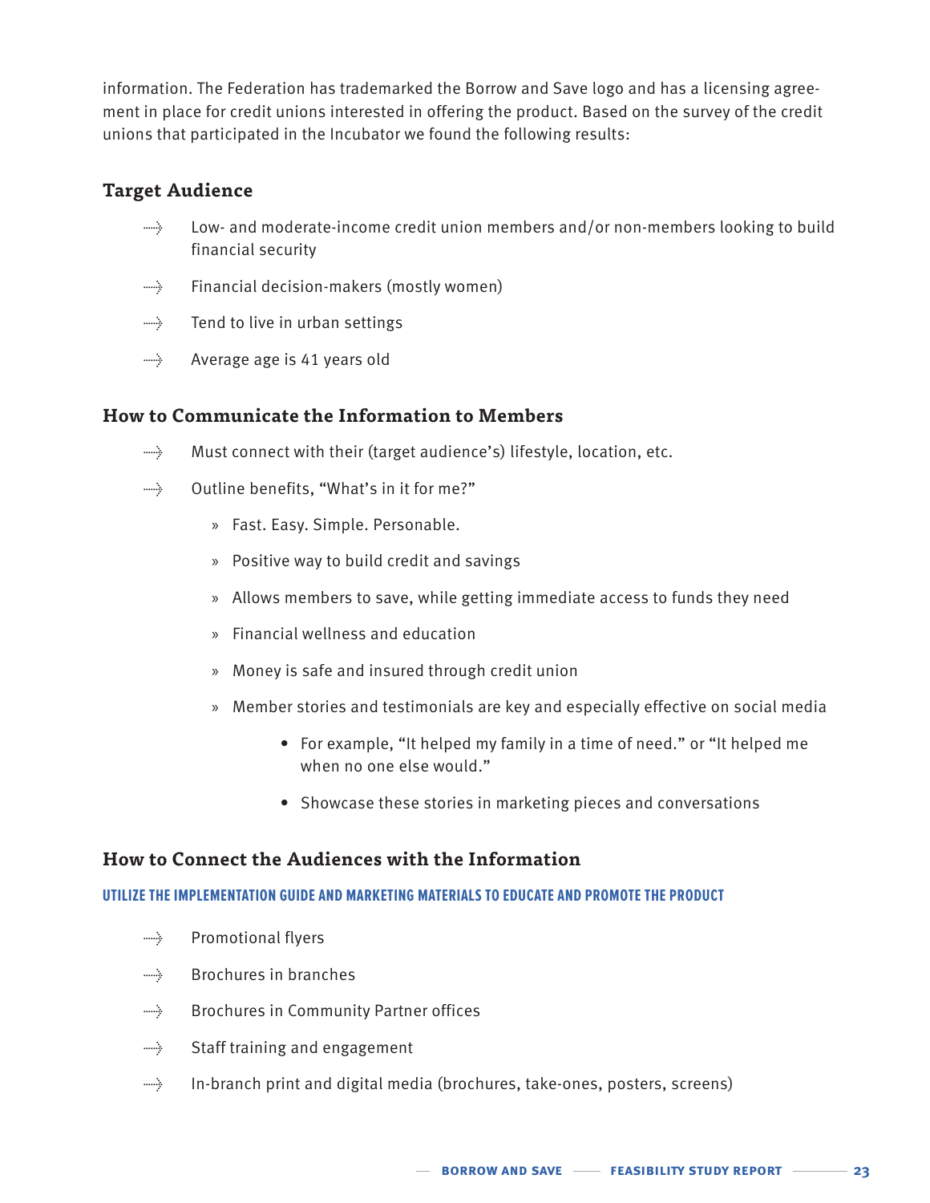information. The Federation has trademarked the Borrow and Save logo and has a licensing agreement in place for credit unions interested in offering the product. Based on the survey of the credit unions that participated in the Incubator we found the following results:

### Target Audience

- Low- and moderate-income credit union members and/or non-members looking to build financial security
- Financial decision-makers (mostly women)
- Tend to live in urban settings
- Average age is 41 years old

### How to Communicate the Information to Members

- Must connect with their (target audience's) lifestyle, location, etc.
- Outline benefits, "What's in it for me?"
  - Fast. Easy. Simple. Personable.
  - Positive way to build credit and savings
  - Allows members to save, while getting immediate access to funds they need
  - Financial wellness and education
  - Money is safe and insured through credit union
  - Member stories and testimonials are key and especially effective on social media
    - For example, "It helped my family in a time of need." or "It helped me when no one else would."
    - Showcase these stories in marketing pieces and conversations

### How to Connect the Audiences with the Information

**UTILIZE THE IMPLEMENTATION GUIDE AND MARKETING MATERIALS TO EDUCATE AND PROMOTE THE PRODUCT**

- Promotional flyers
- Brochures in branches
- Brochures in Community Partner offices
- Staff training and engagement
- In-branch print and digital media (brochures, take-ones, posters, screens)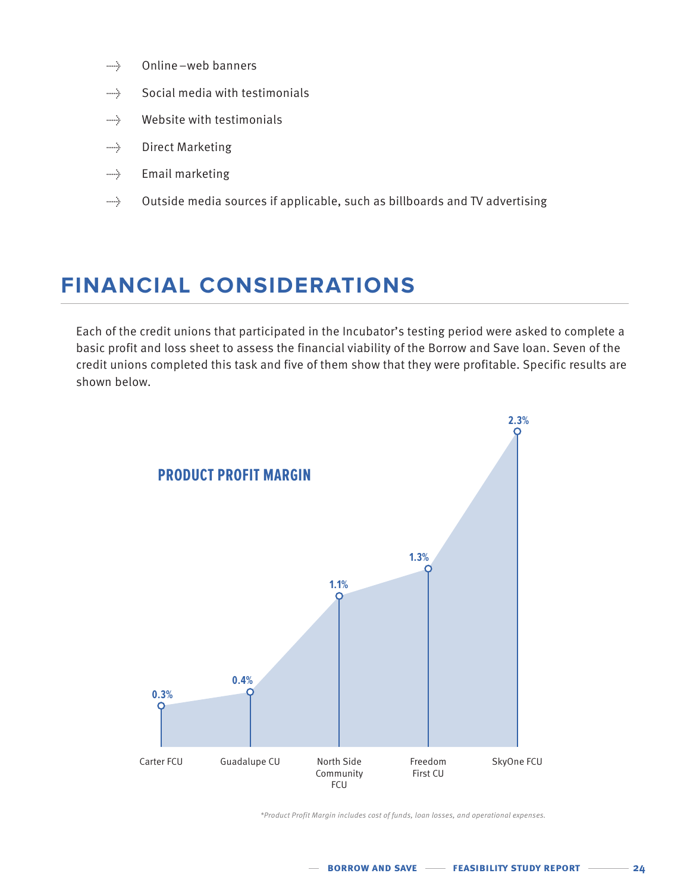- Online – web banners
- Social media with testimonials
- Website with testimonials
- Direct Marketing
- Email marketing
- Outside media sources if applicable, such as billboards and TV advertising

## FINANCIAL CONSIDERATIONS

Each of the credit unions that participated in the Incubator's testing period were asked to complete a basic profit and loss sheet to assess the financial viability of the Borrow and Save loan. Seven of the credit unions completed this task and five of them show that they were profitable. Specific results are shown below.

**PRODUCT PROFIT MARGIN**

| Credit Union | Product Profit Margin |
|---|---|
| Carter FCU | 0.3% |
| Guadalupe CU | 0.4% |
| North Side Community FCU | 1.1% |
| Freedom First CU | 1.3% |
| SkyOne FCU | 2.3% |

*\*Product Profit Margin includes cost of funds, loan losses, and operational expenses.*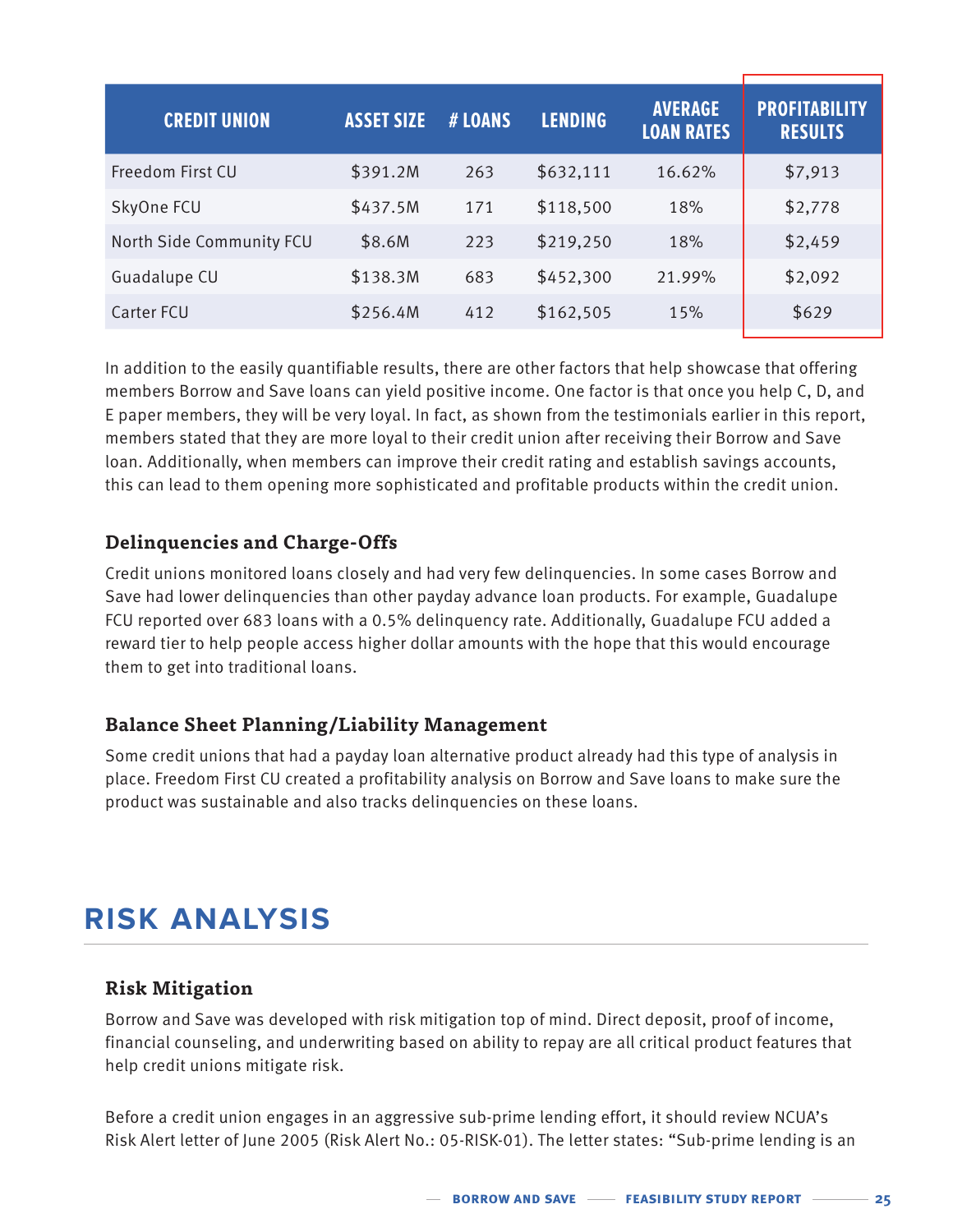| CREDIT UNION | ASSET SIZE | # LOANS | LENDING | AVERAGE LOAN RATES | PROFITABILITY RESULTS |
|---|---|---|---|---|---|
| Freedom First CU | $391.2M | 263 | $632,111 | 16.62% | $7,913 |
| SkyOne FCU | $437.5M | 171 | $118,500 | 18% | $2,778 |
| North Side Community FCU | $8.6M | 223 | $219,250 | 18% | $2,459 |
| Guadalupe CU | $138.3M | 683 | $452,300 | 21.99% | $2,092 |
| Carter FCU | $256.4M | 412 | $162,505 | 15% | $629 |

In addition to the easily quantifiable results, there are other factors that help showcase that offering members Borrow and Save loans can yield positive income. One factor is that once you help C, D, and E paper members, they will be very loyal. In fact, as shown from the testimonials earlier in this report, members stated that they are more loyal to their credit union after receiving their Borrow and Save loan. Additionally, when members can improve their credit rating and establish savings accounts, this can lead to them opening more sophisticated and profitable products within the credit union.

### Delinquencies and Charge-Offs

Credit unions monitored loans closely and had very few delinquencies. In some cases Borrow and Save had lower delinquencies than other payday advance loan products. For example, Guadalupe FCU reported over 683 loans with a 0.5% delinquency rate. Additionally, Guadalupe FCU added a reward tier to help people access higher dollar amounts with the hope that this would encourage them to get into traditional loans.

### Balance Sheet Planning/Liability Management

Some credit unions that had a payday loan alternative product already had this type of analysis in place. Freedom First CU created a profitability analysis on Borrow and Save loans to make sure the product was sustainable and also tracks delinquencies on these loans.

## RISK ANALYSIS

### Risk Mitigation

Borrow and Save was developed with risk mitigation top of mind. Direct deposit, proof of income, financial counseling, and underwriting based on ability to repay are all critical product features that help credit unions mitigate risk.

Before a credit union engages in an aggressive sub-prime lending effort, it should review NCUA's Risk Alert letter of June 2005 (Risk Alert No.: 05-RISK-01). The letter states: "Sub-prime lending is an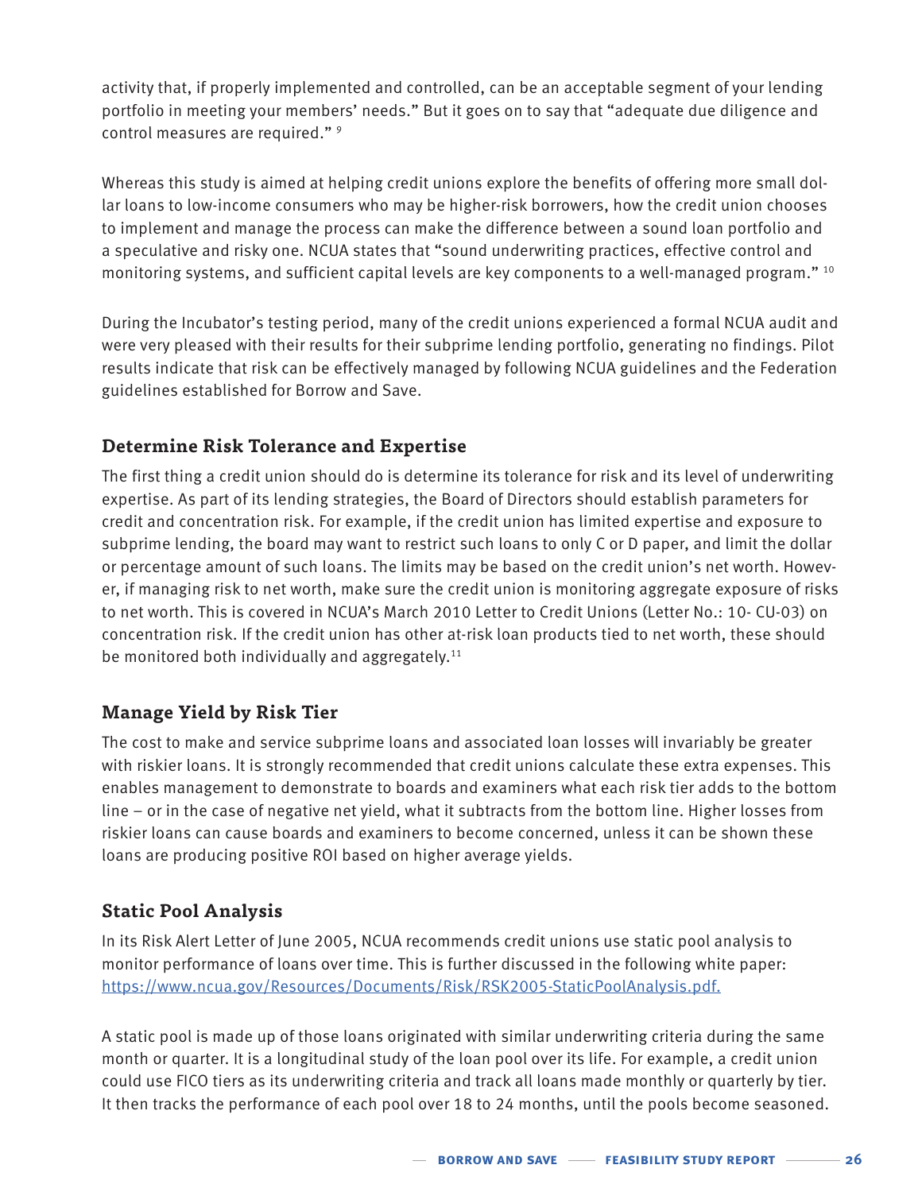activity that, if properly implemented and controlled, can be an acceptable segment of your lending portfolio in meeting your members' needs." But it goes on to say that "adequate due diligence and control measures are required." [9]

Whereas this study is aimed at helping credit unions explore the benefits of offering more small dollar loans to low-income consumers who may be higher-risk borrowers, how the credit union chooses to implement and manage the process can make the difference between a sound loan portfolio and a speculative and risky one. NCUA states that "sound underwriting practices, effective control and monitoring systems, and sufficient capital levels are key components to a well-managed program." [10]

During the Incubator's testing period, many of the credit unions experienced a formal NCUA audit and were very pleased with their results for their subprime lending portfolio, generating no findings. Pilot results indicate that risk can be effectively managed by following NCUA guidelines and the Federation guidelines established for Borrow and Save.

## Determine Risk Tolerance and Expertise

The first thing a credit union should do is determine its tolerance for risk and its level of underwriting expertise. As part of its lending strategies, the Board of Directors should establish parameters for credit and concentration risk. For example, if the credit union has limited expertise and exposure to subprime lending, the board may want to restrict such loans to only C or D paper, and limit the dollar or percentage amount of such loans. The limits may be based on the credit union's net worth. However, if managing risk to net worth, make sure the credit union is monitoring aggregate exposure of risks to net worth. This is covered in NCUA's March 2010 Letter to Credit Unions (Letter No.: 10- CU-03) on concentration risk. If the credit union has other at-risk loan products tied to net worth, these should be monitored both individually and aggregately.[11]

## Manage Yield by Risk Tier

The cost to make and service subprime loans and associated loan losses will invariably be greater with riskier loans. It is strongly recommended that credit unions calculate these extra expenses. This enables management to demonstrate to boards and examiners what each risk tier adds to the bottom line – or in the case of negative net yield, what it subtracts from the bottom line. Higher losses from riskier loans can cause boards and examiners to become concerned, unless it can be shown these loans are producing positive ROI based on higher average yields.

## Static Pool Analysis

In its Risk Alert Letter of June 2005, NCUA recommends credit unions use static pool analysis to monitor performance of loans over time. This is further discussed in the following white paper: https://www.ncua.gov/Resources/Documents/Risk/RSK2005-StaticPoolAnalysis.pdf.

A static pool is made up of those loans originated with similar underwriting criteria during the same month or quarter. It is a longitudinal study of the loan pool over its life. For example, a credit union could use FICO tiers as its underwriting criteria and track all loans made monthly or quarterly by tier. It then tracks the performance of each pool over 18 to 24 months, until the pools become seasoned.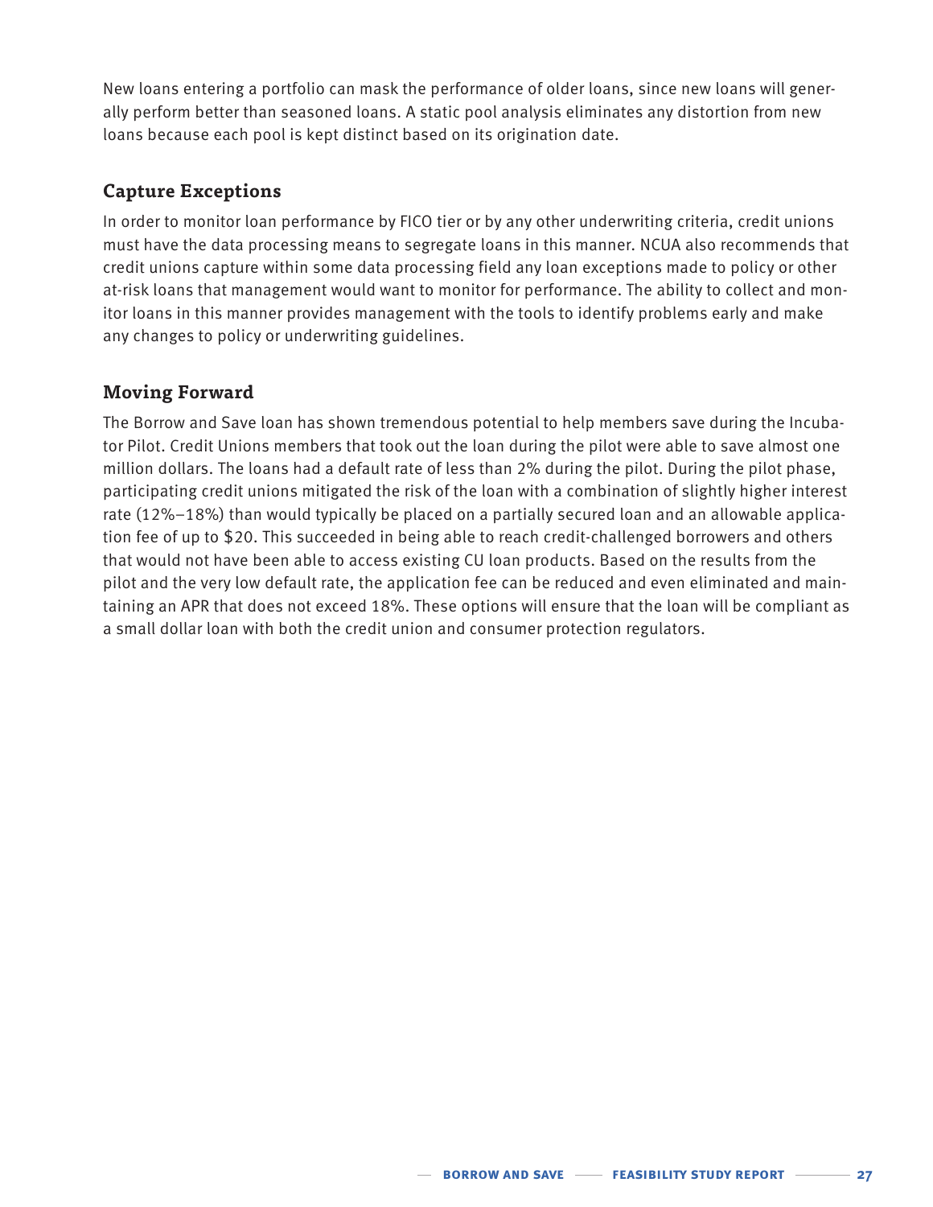New loans entering a portfolio can mask the performance of older loans, since new loans will generally perform better than seasoned loans. A static pool analysis eliminates any distortion from new loans because each pool is kept distinct based on its origination date.

### Capture Exceptions

In order to monitor loan performance by FICO tier or by any other underwriting criteria, credit unions must have the data processing means to segregate loans in this manner. NCUA also recommends that credit unions capture within some data processing field any loan exceptions made to policy or other at-risk loans that management would want to monitor for performance. The ability to collect and monitor loans in this manner provides management with the tools to identify problems early and make any changes to policy or underwriting guidelines.

### Moving Forward

The Borrow and Save loan has shown tremendous potential to help members save during the Incubator Pilot. Credit Unions members that took out the loan during the pilot were able to save almost one million dollars. The loans had a default rate of less than 2% during the pilot. During the pilot phase, participating credit unions mitigated the risk of the loan with a combination of slightly higher interest rate (12%–18%) than would typically be placed on a partially secured loan and an allowable application fee of up to $20. This succeeded in being able to reach credit-challenged borrowers and others that would not have been able to access existing CU loan products. Based on the results from the pilot and the very low default rate, the application fee can be reduced and even eliminated and maintaining an APR that does not exceed 18%. These options will ensure that the loan will be compliant as a small dollar loan with both the credit union and consumer protection regulators.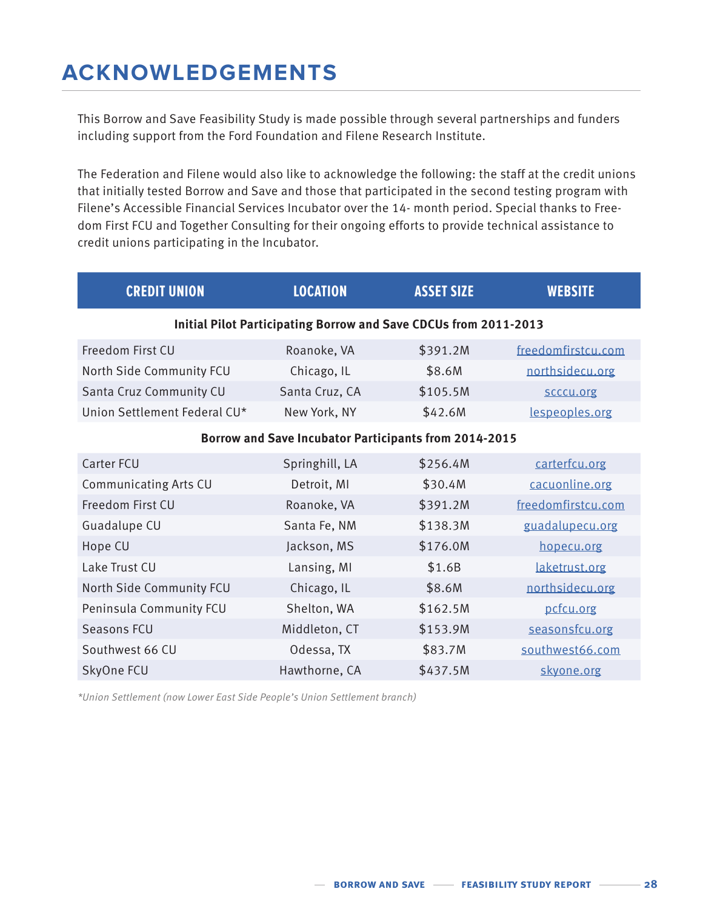# ACKNOWLEDGEMENTS

This Borrow and Save Feasibility Study is made possible through several partnerships and funders including support from the Ford Foundation and Filene Research Institute.

The Federation and Filene would also like to acknowledge the following: the staff at the credit unions that initially tested Borrow and Save and those that participated in the second testing program with Filene's Accessible Financial Services Incubator over the 14- month period. Special thanks to Freedom First FCU and Together Consulting for their ongoing efforts to provide technical assistance to credit unions participating in the Incubator.

| CREDIT UNION | LOCATION | ASSET SIZE | WEBSITE |
|---|---|---|---|
| **Initial Pilot Participating Borrow and Save CDCUs from 2011-2013** | | | |
| Freedom First CU | Roanoke, VA | $391.2M | freedomfirstcu.com |
| North Side Community FCU | Chicago, IL | $8.6M | northsidecu.org |
| Santa Cruz Community CU | Santa Cruz, CA | $105.5M | scccu.org |
| Union Settlement Federal CU* | New York, NY | $42.6M | lespeoples.org |
| **Borrow and Save Incubator Participants from 2014-2015** | | | |
| Carter FCU | Springhill, LA | $256.4M | carterfcu.org |
| Communicating Arts CU | Detroit, MI | $30.4M | cacuonline.org |
| Freedom First CU | Roanoke, VA | $391.2M | freedomfirstcu.com |
| Guadalupe CU | Santa Fe, NM | $138.3M | guadalupecu.org |
| Hope CU | Jackson, MS | $176.0M | hopecu.org |
| Lake Trust CU | Lansing, MI | $1.6B | laketrust.org |
| North Side Community FCU | Chicago, IL | $8.6M | northsidecu.org |
| Peninsula Community FCU | Shelton, WA | $162.5M | pcfcu.org |
| Seasons FCU | Middleton, CT | $153.9M | seasonsfcu.org |
| Southwest 66 CU | Odessa, TX | $83.7M | southwest66.com |
| SkyOne FCU | Hawthorne, CA | $437.5M | skyone.org |

*\*Union Settlement (now Lower East Side People's Union Settlement branch)*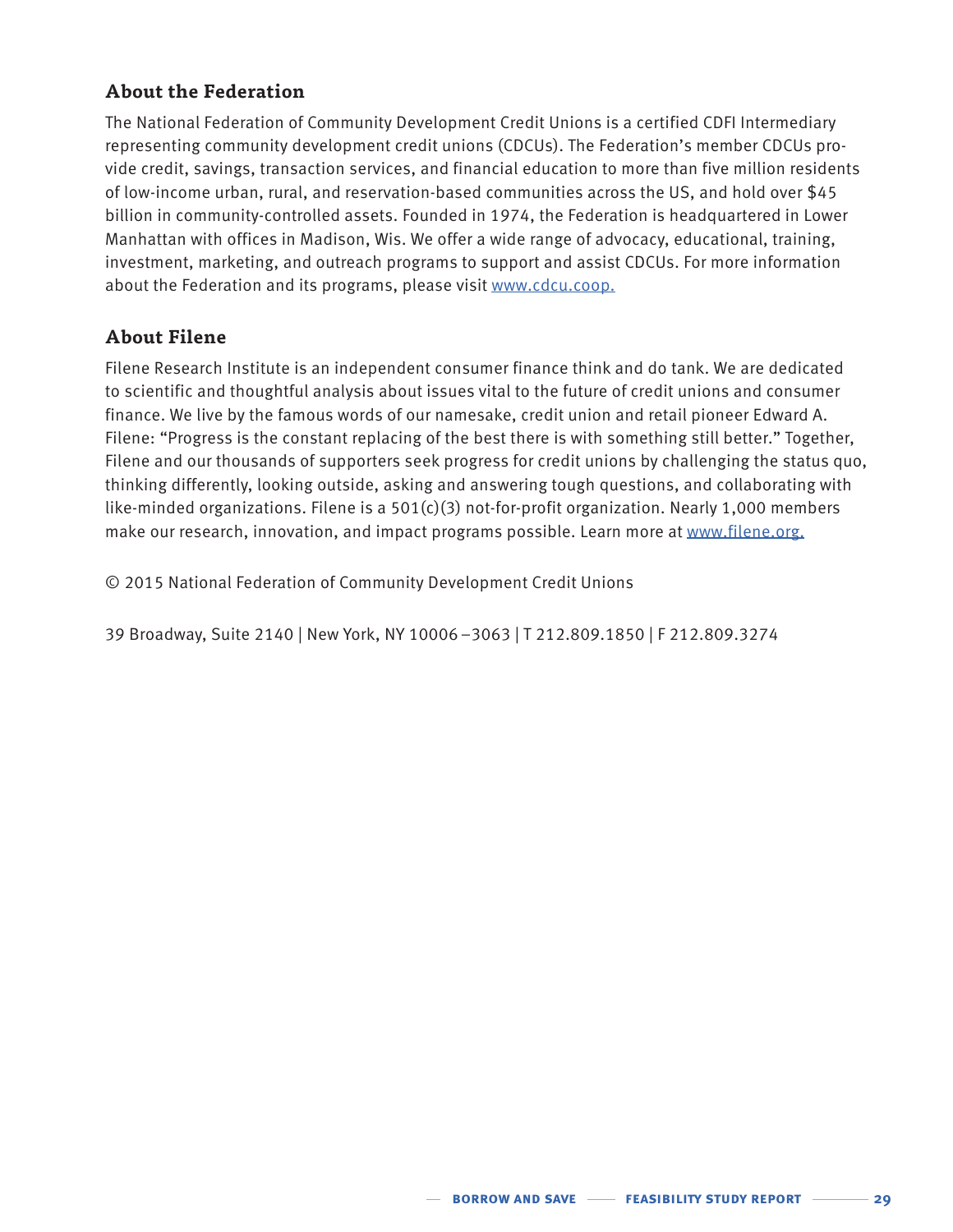## About the Federation

The National Federation of Community Development Credit Unions is a certified CDFI Intermediary representing community development credit unions (CDCUs). The Federation's member CDCUs provide credit, savings, transaction services, and financial education to more than five million residents of low-income urban, rural, and reservation-based communities across the US, and hold over $45 billion in community-controlled assets. Founded in 1974, the Federation is headquartered in Lower Manhattan with offices in Madison, Wis. We offer a wide range of advocacy, educational, training, investment, marketing, and outreach programs to support and assist CDCUs. For more information about the Federation and its programs, please visit www.cdcu.coop.

## About Filene

Filene Research Institute is an independent consumer finance think and do tank. We are dedicated to scientific and thoughtful analysis about issues vital to the future of credit unions and consumer finance. We live by the famous words of our namesake, credit union and retail pioneer Edward A. Filene: "Progress is the constant replacing of the best there is with something still better." Together, Filene and our thousands of supporters seek progress for credit unions by challenging the status quo, thinking differently, looking outside, asking and answering tough questions, and collaborating with like-minded organizations. Filene is a 501(c)(3) not-for-profit organization. Nearly 1,000 members make our research, innovation, and impact programs possible. Learn more at www.filene.org.

© 2015 National Federation of Community Development Credit Unions

39 Broadway, Suite 2140 | New York, NY 10006–3063 | T 212.809.1850 | F 212.809.3274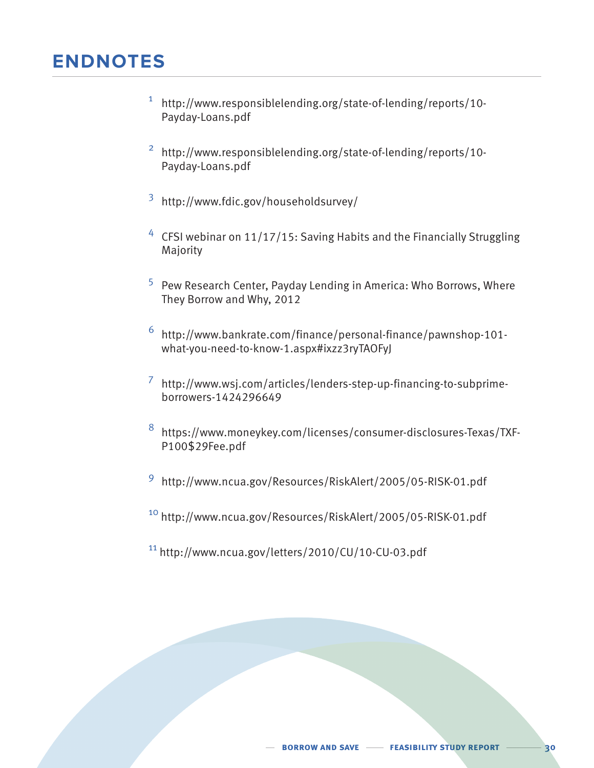# ENDNOTES

[1] http://www.responsiblelending.org/state-of-lending/reports/10-Payday-Loans.pdf

[2] http://www.responsiblelending.org/state-of-lending/reports/10-Payday-Loans.pdf

[3] http://www.fdic.gov/householdsurvey/

[4] CFSI webinar on 11/17/15: Saving Habits and the Financially Struggling Majority

[5] Pew Research Center, Payday Lending in America: Who Borrows, Where They Borrow and Why, 2012

[6] http://www.bankrate.com/finance/personal-finance/pawnshop-101-what-you-need-to-know-1.aspx#ixzz3ryTAOFyJ

[7] http://www.wsj.com/articles/lenders-step-up-financing-to-subprime-borrowers-1424296649

[8] https://www.moneykey.com/licenses/consumer-disclosures-Texas/TXF-P100$29Fee.pdf

[9] http://www.ncua.gov/Resources/RiskAlert/2005/05-RISK-01.pdf

[10] http://www.ncua.gov/Resources/RiskAlert/2005/05-RISK-01.pdf

[11] http://www.ncua.gov/letters/2010/CU/10-CU-03.pdf